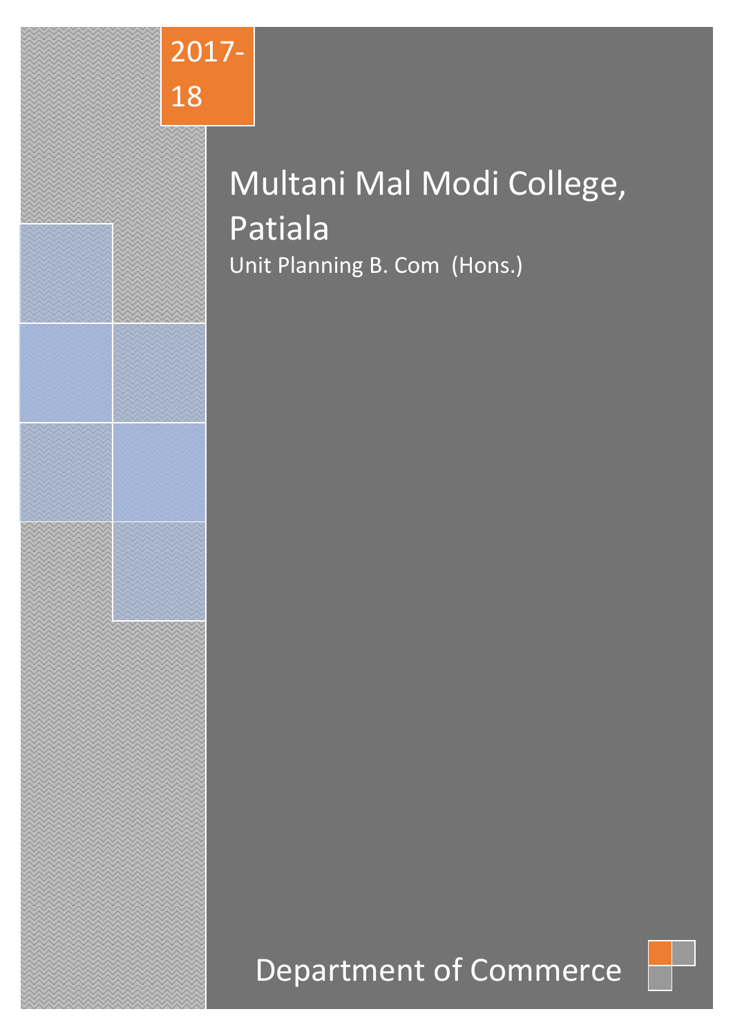2017-18

# Multani Mal Modi College, Patiala

Unit Planning B. Com (Hons.)

## Department of Commerce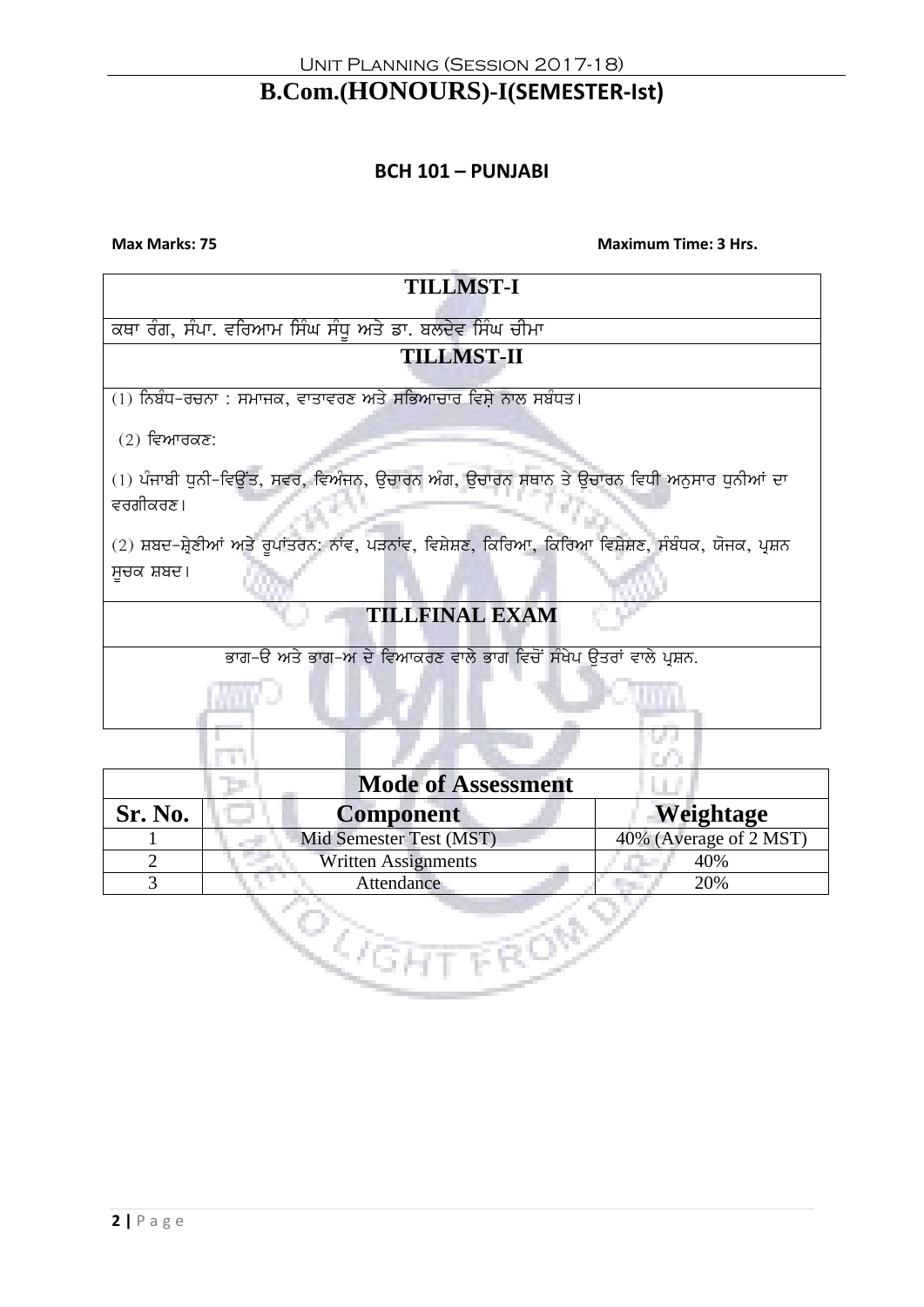# B.Com.(HONOURS)-I(SEMESTER-Ist)

## BCH 101 – PUNJABI

**Max Marks: 75** **Maximum Time: 3 Hrs.**

| TILLMST-I |
|---|
| ਕਥਾ ਰੰਗ, ਸੰਪਾ. ਵਰਿਆਮ ਸਿੰਘ ਸੰਧੂ ਅਤੇ ਡਾ. ਬਲਦੇਵ ਸਿੰਘ ਚੀਮਾ |
| **TILLMST-II** |
| (1) ਨਿਬੰਧ-ਰਚਨਾ : ਸਮਾਜਕ, ਵਾਤਾਵਰਣ ਅਤੇ ਸਭਿਆਚਾਰ ਵਿਸ਼ੇ ਨਾਲ ਸਬੰਧਤ।<br><br>(2) ਵਿਆਰਕਣ:<br><br>(1) ਪੰਜਾਬੀ ਧੁਨੀ-ਵਿਉਂਤ, ਸਵਰ, ਵਿਅੰਜਨ, ਉਚਾਰਨ ਅੰਗ, ਉਚਾਰਨ ਸਥਾਨ ਤੇ ਉਚਾਰਨ ਵਿਧੀ ਅਨੁਸਾਰ ਧੁਨੀਆਂ ਦਾ ਵਰਗੀਕਰਣ।<br><br>(2) ਸ਼ਬਦ-ਸ਼੍ਰੇਣੀਆਂ ਅਤੇ ਰੂਪਾਂਤਰਨ: ਨਾਂਵ, ਪੜਨਾਂਵ, ਵਿਸ਼ੇਸ਼ਣ, ਕਿਰਿਆ, ਕਿਰਿਆ ਵਿਸ਼ੇਸ਼ਣ, ਸੰਬੰਧਕ, ਯੋਜਕ, ਪ੍ਰਸ਼ਨ ਸੂਚਕ ਸ਼ਬਦ। |
| **TILLFINAL EXAM** |
| ਭਾਗ-ੳ ਅਤੇ ਭਾਗ-ਅ ਦੇ ਵਿਆਕਰਣ ਵਾਲੇ ਭਾਗ ਵਿਚੋਂ ਸੰਖੇਪ ਉਤਰਾਂ ਵਾਲੇ ਪ੍ਰਸ਼ਨ. |

| Mode of Assessment | | |
|---|---|---|
| **Sr. No.** | **Component** | **Weightage** |
| 1 | Mid Semester Test (MST) | 40% (Average of 2 MST) |
| 2 | Written Assignments | 40% |
| 3 | Attendance | 20% |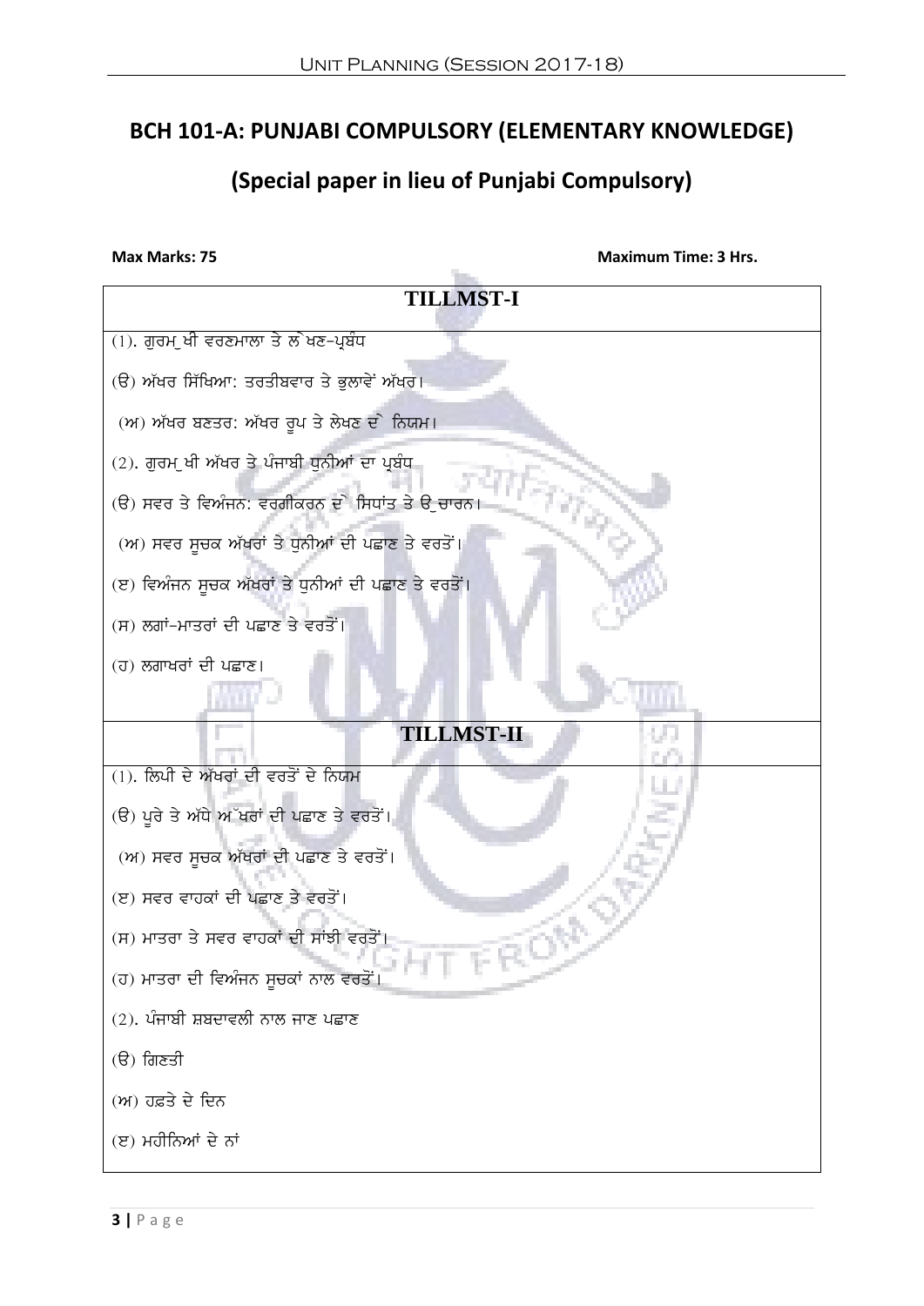## BCH 101-A: PUNJABI COMPULSORY (ELEMENTARY KNOWLEDGE)

## (Special paper in lieu of Punjabi Compulsory)

**Max Marks: 75** **Maximum Time: 3 Hrs.**

### TILLMST-I

(1). ਗੁਰਮੁਖੀ ਵਰਣਮਾਲਾ ਤੇ ਲੇਖਣ-ਪ੍ਰਬੰਧ

(ੳ) ਅੱਖਰ ਸਿੱਖਿਆ: ਤਰਤੀਬਵਾਰ ਤੇ ਭੁਲਾਵੇਂ ਅੱਖਰ।

(ਅ) ਅੱਖਰ ਬਣਤਰ: ਅੱਖਰ ਰੂਪ ਤੇ ਲੇਖਣ ਦੇ ਨਿਯਮ।

(2). ਗੁਰਮੁਖੀ ਅੱਖਰ ਤੇ ਪੰਜਾਬੀ ਧੁਨੀਆਂ ਦਾ ਪ੍ਰਬੰਧ

(ੳ) ਸਵਰ ਤੇ ਵਿਅੰਜਨ: ਵਰਗੀਕਰਨ ਦੇ ਸਿਧਾਂਤ ਤੇ ਉਚਾਰਨ।

(ਅ) ਸਵਰ ਸੂਚਕ ਅੱਖਰਾਂ ਤੇ ਧੁਨੀਆਂ ਦੀ ਪਛਾਣ ਤੇ ਵਰਤੋਂ।

(ੲ) ਵਿਅੰਜਨ ਸੂਚਕ ਅੱਖਰਾਂ ਤੇ ਧੁਨੀਆਂ ਦੀ ਪਛਾਣ ਤੇ ਵਰਤੋਂ।

(ਸ) ਲਗਾਂ-ਮਾਤਰਾਂ ਦੀ ਪਛਾਣ ਤੇ ਵਰਤੋਂ।

(ਹ) ਲਗਾਖਰਾਂ ਦੀ ਪਛਾਣ।

### TILLMST-II

(1). ਲਿਪੀ ਦੇ ਅੱਖਰਾਂ ਦੀ ਵਰਤੋਂ ਦੇ ਨਿਯਮ

(ੳ) ਪੂਰੇ ਤੇ ਅੱਧੇ ਅੱਖਰਾਂ ਦੀ ਪਛਾਣ ਤੇ ਵਰਤੋਂ।

(ਅ) ਸਵਰ ਸੂਚਕ ਅੱਖਰਾਂ ਦੀ ਪਛਾਣ ਤੇ ਵਰਤੋਂ।

(ੲ) ਸਵਰ ਵਾਹਕਾਂ ਦੀ ਪਛਾਣ ਤੇ ਵਰਤੋਂ।

(ਸ) ਮਾਤਰਾ ਤੇ ਸਵਰ ਵਾਹਕਾਂ ਦੀ ਸਾਂਝੀ ਵਰਤੋਂ।

(ਹ) ਮਾਤਰਾ ਦੀ ਵਿਅੰਜਨ ਸੂਚਕਾਂ ਨਾਲ ਵਰਤੋਂ।

(2). ਪੰਜਾਬੀ ਸ਼ਬਦਾਵਲੀ ਨਾਲ ਜਾਣ ਪਛਾਣ

(ੳ) ਗਿਣਤੀ

(ਅ) ਹਫ਼ਤੇ ਦੇ ਦਿਨ

(ੲ) ਮਹੀਨਿਆਂ ਦੇ ਨਾਂ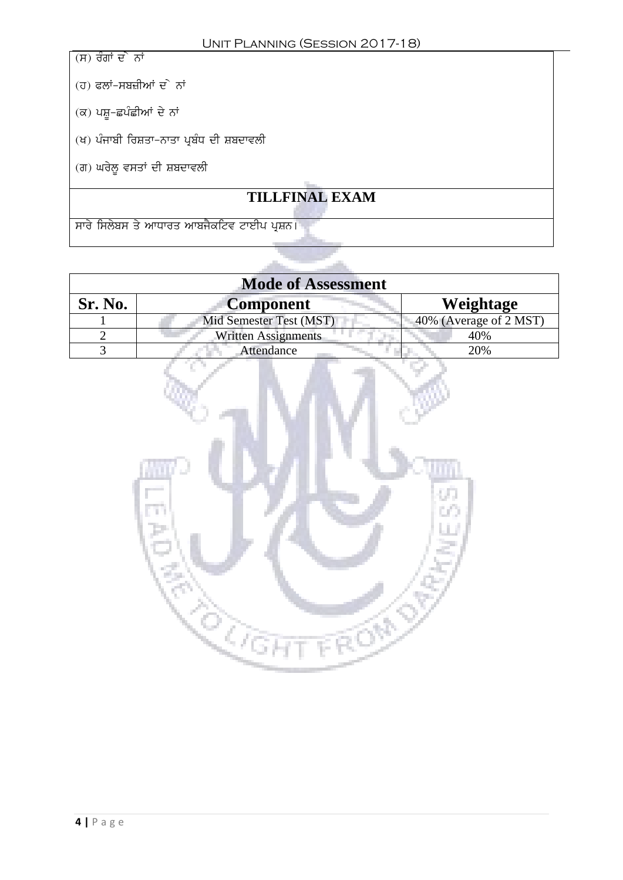(ਸ) ਰੰਗਾਂ ਦੇ ਨਾਂ

(ਹ) ਫਲਾਂ-ਸਬਜ਼ੀਆਂ ਦੇ ਨਾਂ

(ਕ) ਪਸ਼ੂ-ਛਪੰਛੀਆਂ ਦੇ ਨਾਂ

(ਖ) ਪੰਜਾਬੀ ਰਿਸ਼ਤਾ-ਨਾਤਾ ਪ੍ਰਬੰਧ ਦੀ ਸ਼ਬਦਾਵਲੀ

(ਗ) ਘਰੇਲੂ ਵਸਤਾਂ ਦੀ ਸ਼ਬਦਾਵਲੀ

## TILLFINAL EXAM

ਸਾਰੇ ਸਿਲੇਬਸ ਤੇ ਆਧਾਰਤ ਆਬਜੈਕਟਿਵ ਟਾਈਪ ਪ੍ਰਸ਼ਨ।

## Mode of Assessment

| Sr. No. | Component | Weightage |
|---|---|---|
| 1 | Mid Semester Test (MST) | 40% (Average of 2 MST) |
| 2 | Written Assignments | 40% |
| 3 | Attendance | 20% |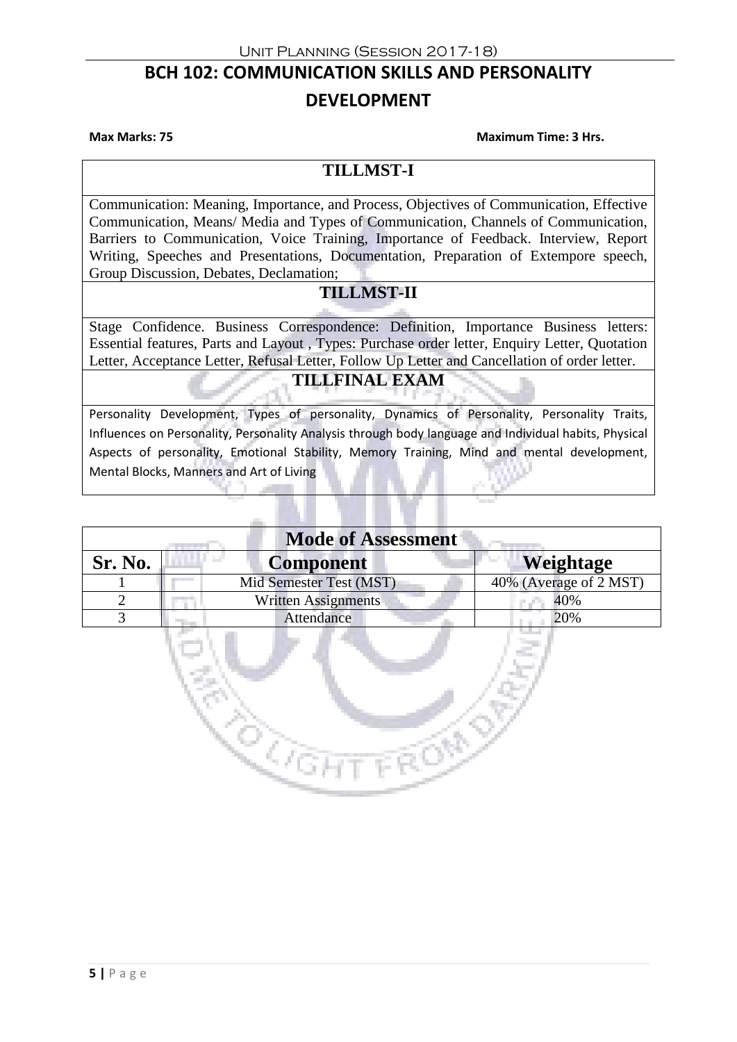# BCH 102: COMMUNICATION SKILLS AND PERSONALITY DEVELOPMENT

**Max Marks: 75** **Maximum Time: 3 Hrs.**

## TILLMST-I

Communication: Meaning, Importance, and Process, Objectives of Communication, Effective Communication, Means/ Media and Types of Communication, Channels of Communication, Barriers to Communication, Voice Training, Importance of Feedback. Interview, Report Writing, Speeches and Presentations, Documentation, Preparation of Extempore speech, Group Discussion, Debates, Declamation;

## TILLMST-II

Stage Confidence. Business Correspondence: Definition, Importance Business letters: Essential features, Parts and Layout , Types: Purchase order letter, Enquiry Letter, Quotation Letter, Acceptance Letter, Refusal Letter, Follow Up Letter and Cancellation of order letter.

## TILLFINAL EXAM

Personality Development, Types of personality, Dynamics of Personality, Personality Traits, Influences on Personality, Personality Analysis through body language and Individual habits, Physical Aspects of personality, Emotional Stability, Memory Training, Mind and mental development, Mental Blocks, Manners and Art of Living

| Mode of Assessment | | |
|---|---|---|
| **Sr. No.** | **Component** | **Weightage** |
| 1 | Mid Semester Test (MST) | 40% (Average of 2 MST) |
| 2 | Written Assignments | 40% |
| 3 | Attendance | 20% |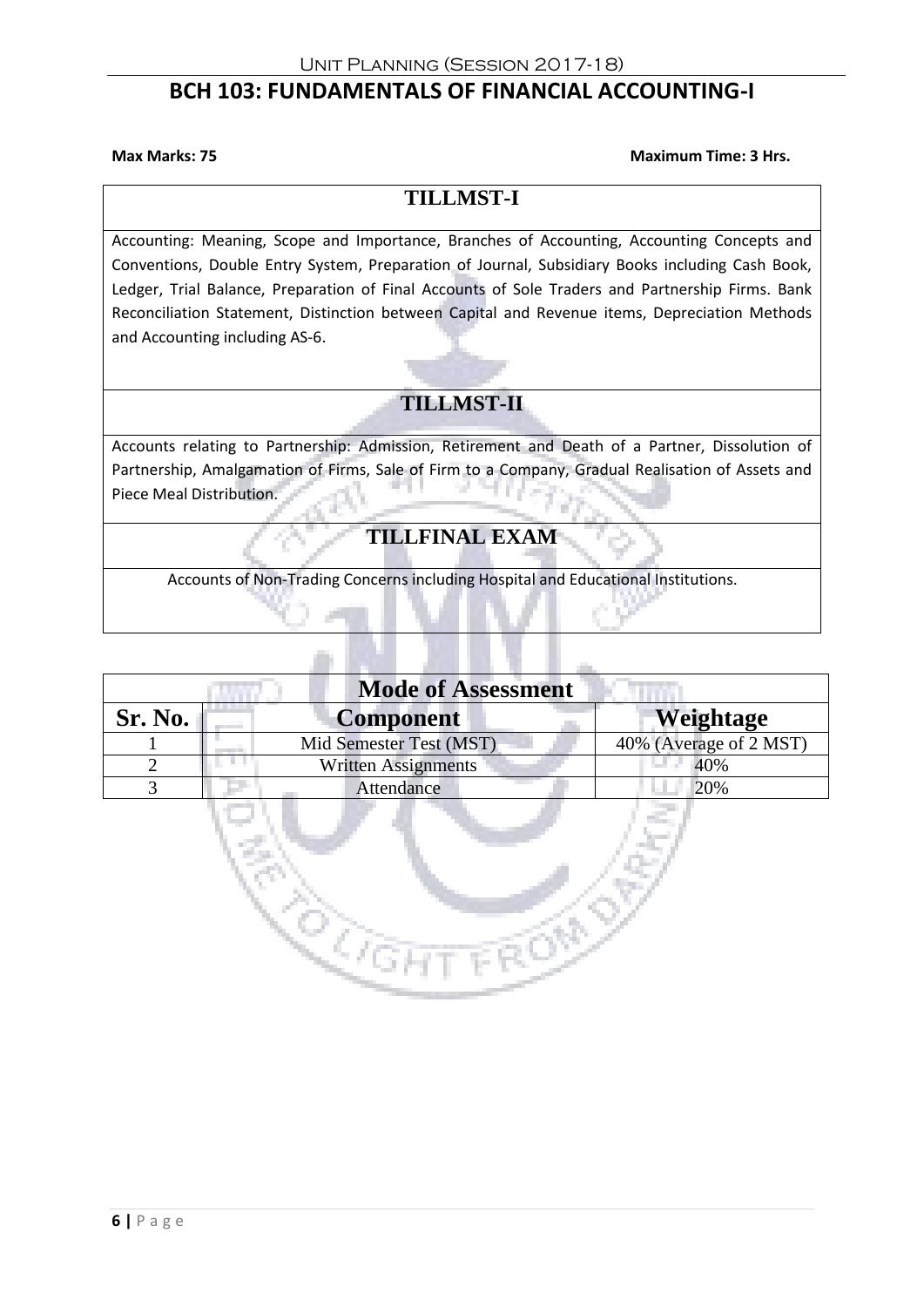# BCH 103: FUNDAMENTALS OF FINANCIAL ACCOUNTING-I

**Max Marks: 75** **Maximum Time: 3 Hrs.**

## TILLMST-I

Accounting: Meaning, Scope and Importance, Branches of Accounting, Accounting Concepts and Conventions, Double Entry System, Preparation of Journal, Subsidiary Books including Cash Book, Ledger, Trial Balance, Preparation of Final Accounts of Sole Traders and Partnership Firms. Bank Reconciliation Statement, Distinction between Capital and Revenue items, Depreciation Methods and Accounting including AS-6.

## TILLMST-II

Accounts relating to Partnership: Admission, Retirement and Death of a Partner, Dissolution of Partnership, Amalgamation of Firms, Sale of Firm to a Company, Gradual Realisation of Assets and Piece Meal Distribution.

## TILLFINAL EXAM

Accounts of Non-Trading Concerns including Hospital and Educational Institutions.

**Mode of Assessment**

| Sr. No. | Component | Weightage |
|---|---|---|
| 1 | Mid Semester Test (MST) | 40% (Average of 2 MST) |
| 2 | Written Assignments | 40% |
| 3 | Attendance | 20% |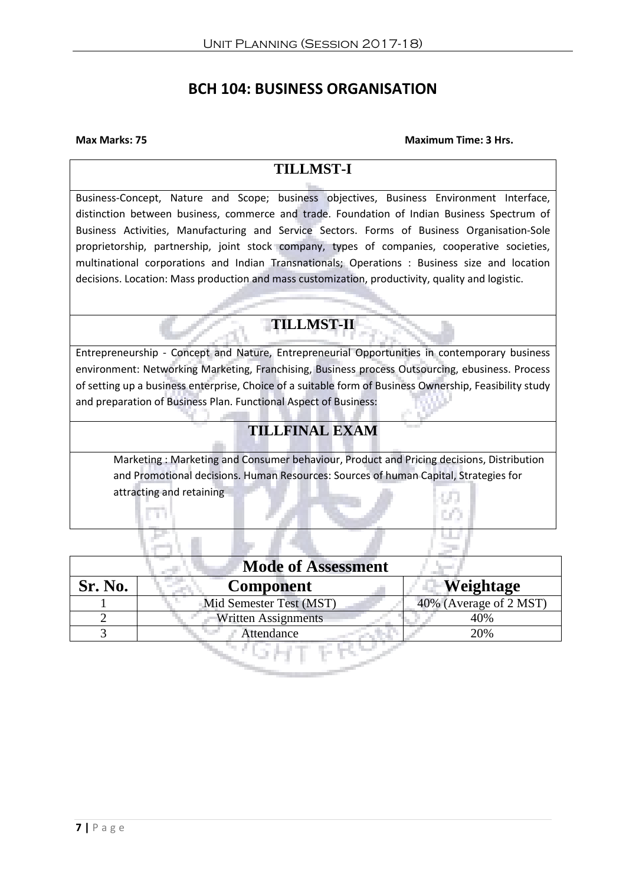# BCH 104: BUSINESS ORGANISATION

**Max Marks: 75** **Maximum Time: 3 Hrs.**

## TILLMST-I

Business-Concept, Nature and Scope; business objectives, Business Environment Interface, distinction between business, commerce and trade. Foundation of Indian Business Spectrum of Business Activities, Manufacturing and Service Sectors. Forms of Business Organisation-Sole proprietorship, partnership, joint stock company, types of companies, cooperative societies, multinational corporations and Indian Transnationals; Operations : Business size and location decisions. Location: Mass production and mass customization, productivity, quality and logistic.

## TILLMST-II

Entrepreneurship - Concept and Nature, Entrepreneurial Opportunities in contemporary business environment: Networking Marketing, Franchising, Business process Outsourcing, ebusiness. Process of setting up a business enterprise, Choice of a suitable form of Business Ownership, Feasibility study and preparation of Business Plan. Functional Aspect of Business:

## TILLFINAL EXAM

Marketing : Marketing and Consumer behaviour, Product and Pricing decisions, Distribution and Promotional decisions. Human Resources: Sources of human Capital, Strategies for attracting and retaining

| Mode of Assessment | | |
|---|---|---|
| **Sr. No.** | **Component** | **Weightage** |
| 1 | Mid Semester Test (MST) | 40% (Average of 2 MST) |
| 2 | Written Assignments | 40% |
| 3 | Attendance | 20% |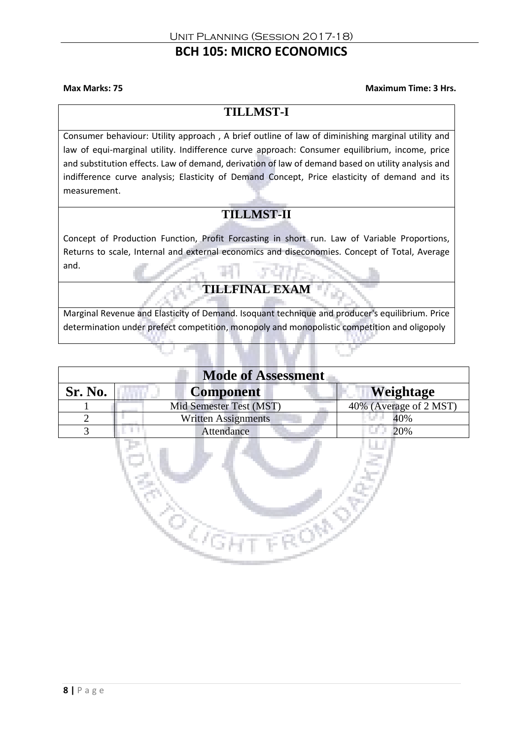# BCH 105: MICRO ECONOMICS

**Max Marks: 75** **Maximum Time: 3 Hrs.**

## TILLMST-I

Consumer behaviour: Utility approach , A brief outline of law of diminishing marginal utility and law of equi-marginal utility. Indifference curve approach: Consumer equilibrium, income, price and substitution effects. Law of demand, derivation of law of demand based on utility analysis and indifference curve analysis; Elasticity of Demand Concept, Price elasticity of demand and its measurement.

## TILLMST-II

Concept of Production Function, Profit Forcasting in short run. Law of Variable Proportions, Returns to scale, Internal and external economics and diseconomies. Concept of Total, Average and.

## TILLFINAL EXAM

Marginal Revenue and Elasticity of Demand. Isoquant technique and producer's equilibrium. Price determination under prefect competition, monopoly and monopolistic competition and oligopoly

| Mode of Assessment | | |
|---|---|---|
| **Sr. No.** | **Component** | **Weightage** |
| 1 | Mid Semester Test (MST) | 40% (Average of 2 MST) |
| 2 | Written Assignments | 40% |
| 3 | Attendance | 20% |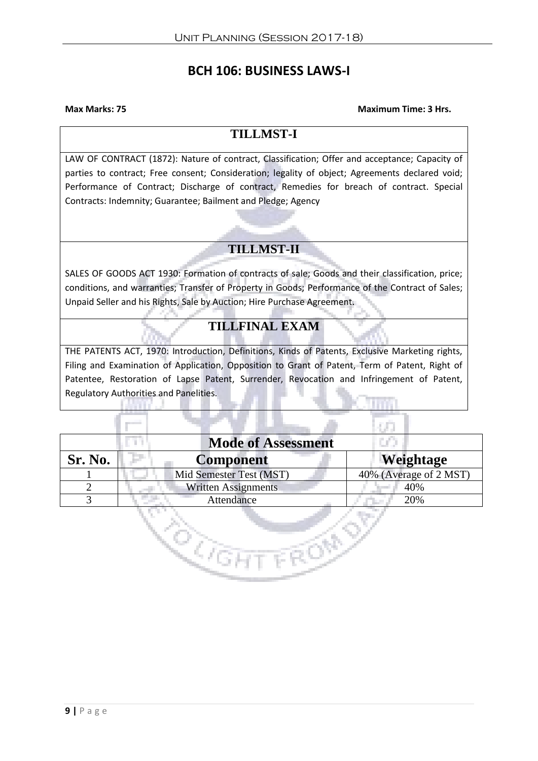# BCH 106: BUSINESS LAWS-I

**Max Marks: 75** **Maximum Time: 3 Hrs.**

## TILLMST-I

LAW OF CONTRACT (1872): Nature of contract, Classification; Offer and acceptance; Capacity of parties to contract; Free consent; Consideration; legality of object; Agreements declared void; Performance of Contract; Discharge of contract, Remedies for breach of contract. Special Contracts: Indemnity; Guarantee; Bailment and Pledge; Agency

## TILLMST-II

SALES OF GOODS ACT 1930: Formation of contracts of sale; Goods and their classification, price; conditions, and warranties; Transfer of Property in Goods; Performance of the Contract of Sales; Unpaid Seller and his Rights, Sale by Auction; Hire Purchase Agreement.

## TILLFINAL EXAM

THE PATENTS ACT, 1970: Introduction, Definitions, Kinds of Patents, Exclusive Marketing rights, Filing and Examination of Application, Opposition to Grant of Patent, Term of Patent, Right of Patentee, Restoration of Lapse Patent, Surrender, Revocation and Infringement of Patent, Regulatory Authorities and Panelities.

| Mode of Assessment | | |
|---|---|---|
| **Sr. No.** | **Component** | **Weightage** |
| 1 | Mid Semester Test (MST) | 40% (Average of 2 MST) |
| 2 | Written Assignments | 40% |
| 3 | Attendance | 20% |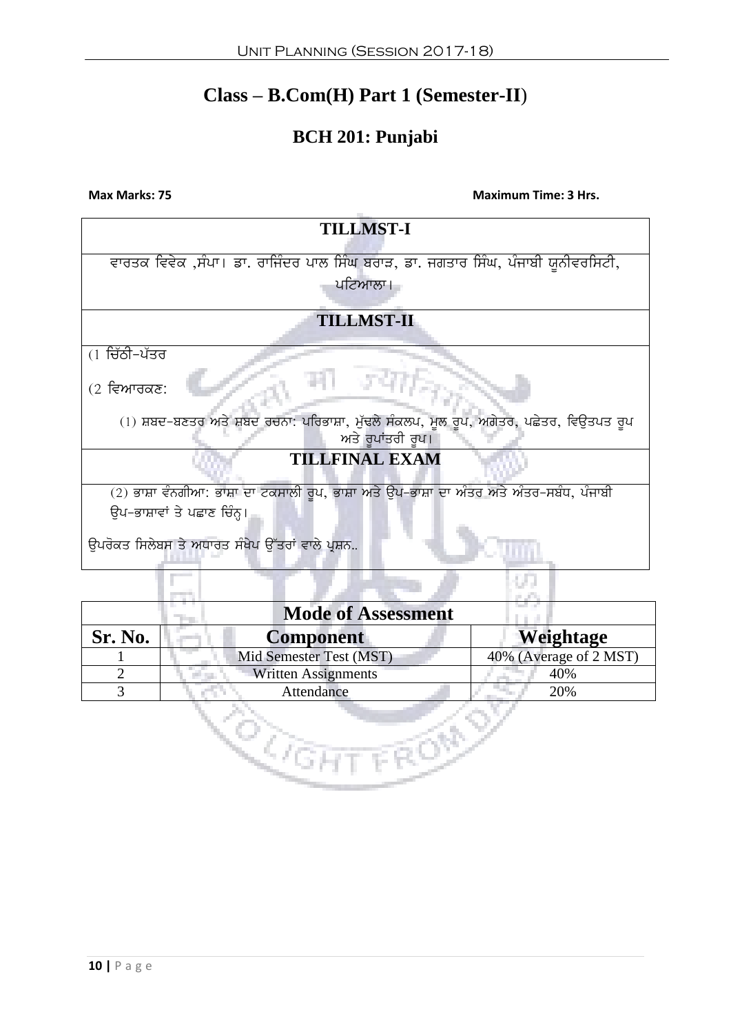# Class – B.Com(H) Part 1 (Semester-II)

## BCH 201: Punjabi

**Max Marks: 75** **Maximum Time: 3 Hrs.**

| TILLMST-I |
|---|
| ਵਾਰਤਕ ਵਿਵੇਕ ,ਸੰਪਾ। ਡਾ. ਰਾਜਿੰਦਰ ਪਾਲ ਸਿੰਘ ਬਰਾੜ, ਡਾ. ਜਗਤਾਰ ਸਿੰਘ, ਪੰਜਾਬੀ ਯੂਨੀਵਰਸਿਟੀ, ਪਟਿਆਲਾ। |
| **TILLMST-II** |
| (1 ਚਿੱਠੀ-ਪੱਤਰ<br>(2 ਵਿਆਰਕਣ:<br>(1) ਸ਼ਬਦ-ਬਣਤਰ ਅਤੇ ਸ਼ਬਦ ਰਚਨਾ: ਪਰਿਭਾਸ਼ਾ, ਮੁੱਢਲੇ ਸੰਕਲਪ, ਮੂਲ ਰੂਪ, ਅਗੇਤਰ, ਪਛੇਤਰ, ਵਿਉਤਪਤ ਰੂਪ ਅਤੇ ਰੂਪਾਂਤਰੀ ਰੂਪ। |
| **TILLFINAL EXAM** |
| (2) ਭਾਸ਼ਾ ਵੰਨਗੀਆ: ਭਾਸ਼ਾ ਦਾ ਟਕਸਾਲੀ ਰੂਪ, ਭਾਸ਼ਾ ਅਤੇ ਉਪ-ਭਾਸ਼ਾ ਦਾ ਅੰਤਰ ਅਤੇ ਅੰਤਰ-ਸਬੰਧ, ਪੰਜਾਬੀ ਉਪ-ਭਾਸ਼ਾਵਾਂ ਤੇ ਪਛਾਣ ਚਿੰਨ੍ਹ।<br>ਉਪਰੋਕਤ ਸਿਲੇਬਸ ਤੇ ਅਧਾਰਤ ਸੰਖੇਪ ਉੱਤਰਾਂ ਵਾਲੇ ਪ੍ਰਸ਼ਨ.. |

| Mode of Assessment | | |
|---|---|---|
| **Sr. No.** | **Component** | **Weightage** |
| 1 | Mid Semester Test (MST) | 40% (Average of 2 MST) |
| 2 | Written Assignments | 40% |
| 3 | Attendance | 20% |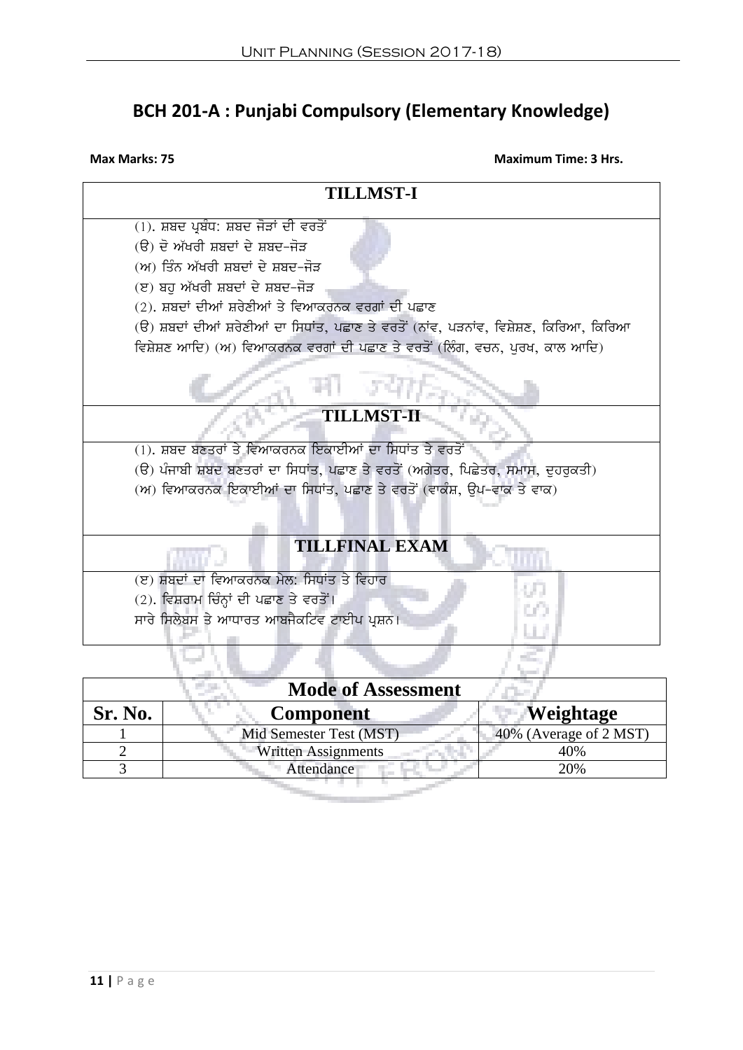## BCH 201-A : Punjabi Compulsory (Elementary Knowledge)

**Max Marks: 75** **Maximum Time: 3 Hrs.**

| TILLMST-I |
|---|
| (1). ਸ਼ਬਦ ਪ੍ਰਬੰਧ: ਸ਼ਬਦ ਜੋੜਾਂ ਦੀ ਵਰਤੋਂ<br>(ੳ) ਦੋ ਅੱਖਰੀ ਸ਼ਬਦਾਂ ਦੇ ਸ਼ਬਦ-ਜੋੜ<br>(ਅ) ਤਿੰਨ ਅੱਖਰੀ ਸ਼ਬਦਾਂ ਦੇ ਸ਼ਬਦ-ਜੋੜ<br>(ੲ) ਬਹੁ ਅੱਖਰੀ ਸ਼ਬਦਾਂ ਦੇ ਸ਼ਬਦ-ਜੋੜ<br>(2). ਸ਼ਬਦਾਂ ਦੀਆਂ ਸ਼ਰੇਣੀਆਂ ਤੇ ਵਿਆਕਰਨਕ ਵਰਗਾਂ ਦੀ ਪਛਾਣ<br>(ੳ) ਸ਼ਬਦਾਂ ਦੀਆਂ ਸ਼ਰੇਣੀਆਂ ਦਾ ਸਿਧਾਂਤ, ਪਛਾਣ ਤੇ ਵਰਤੋਂ (ਨਾਂਵ, ਪੜਨਾਂਵ, ਵਿਸ਼ੇਸ਼ਣ, ਕਿਰਿਆ, ਕਿਰਿਆ ਵਿਸ਼ੇਸ਼ਣ ਆਦਿ) (ਅ) ਵਿਆਕਰਨਕ ਵਰਗਾਂ ਦੀ ਪਛਾਣ ਤੇ ਵਰਤੋਂ (ਲਿੰਗ, ਵਚਨ, ਪੁਰਖ, ਕਾਲ ਆਦਿ) |
| **TILLMST-II** |
| (1). ਸ਼ਬਦ ਬਣਤਰਾਂ ਤੇ ਵਿਆਕਰਨਕ ਇਕਾਈਆਂ ਦਾ ਸਿਧਾਂਤ ਤੇ ਵਰਤੋਂ<br>(ੳ) ਪੰਜਾਬੀ ਸ਼ਬਦ ਬਣਤਰਾਂ ਦਾ ਸਿਧਾਂਤ, ਪਛਾਣ ਤੇ ਵਰਤੋਂ (ਅਗੇਤਰ, ਪਿਛੇਤਰ, ਸਮਾਸ, ਦੁਹਰੁਕਤੀ)<br>(ਅ) ਵਿਆਕਰਨਕ ਇਕਾਈਆਂ ਦਾ ਸਿਧਾਂਤ, ਪਛਾਣ ਤੇ ਵਰਤੋਂ (ਵਾਕੰਸ਼, ਉਪ-ਵਾਕ ਤੇ ਵਾਕ) |
| **TILLFINAL EXAM** |
| (ੲ) ਸ਼ਬਦਾਂ ਦਾ ਵਿਆਕਰਨਕ ਮੇਲ: ਸਿਧਾਂਤ ਤੇ ਵਿਹਾਰ<br>(2). ਵਿਸ਼ਰਾਮ ਚਿੰਨ੍ਹਾਂ ਦੀ ਪਛਾਣ ਤੇ ਵਰਤੋਂ।<br>ਸਾਰੇ ਸਿਲੇਬਸ ਤੇ ਆਧਾਰਤ ਆਬਜੈਕਟਿਵ ਟਾਈਪ ਪ੍ਰਸ਼ਨ। |

| Mode of Assessment | | |
|---|---|---|
| **Sr. No.** | **Component** | **Weightage** |
| 1 | Mid Semester Test (MST) | 40% (Average of 2 MST) |
| 2 | Written Assignments | 40% |
| 3 | Attendance | 20% |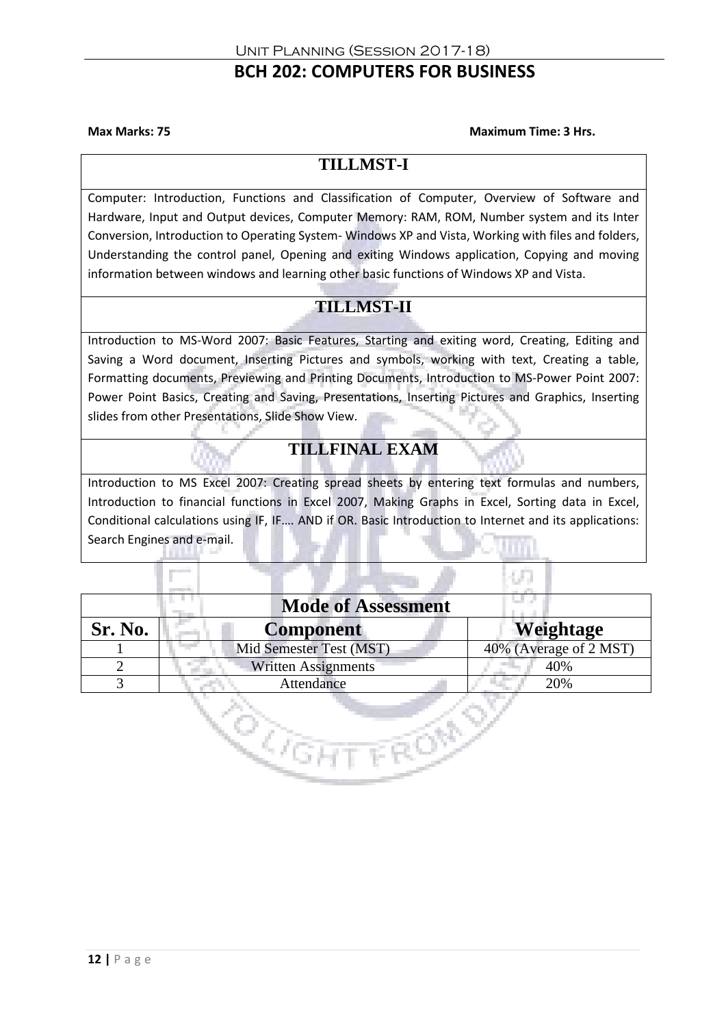# BCH 202: COMPUTERS FOR BUSINESS

**Max Marks: 75** **Maximum Time: 3 Hrs.**

## TILLMST-I

Computer: Introduction, Functions and Classification of Computer, Overview of Software and Hardware, Input and Output devices, Computer Memory: RAM, ROM, Number system and its Inter Conversion, Introduction to Operating System- Windows XP and Vista, Working with files and folders, Understanding the control panel, Opening and exiting Windows application, Copying and moving information between windows and learning other basic functions of Windows XP and Vista.

## TILLMST-II

Introduction to MS-Word 2007: Basic Features, Starting and exiting word, Creating, Editing and Saving a Word document, Inserting Pictures and symbols, working with text, Creating a table, Formatting documents, Previewing and Printing Documents, Introduction to MS-Power Point 2007: Power Point Basics, Creating and Saving, Presentations, Inserting Pictures and Graphics, Inserting slides from other Presentations, Slide Show View.

## TILLFINAL EXAM

Introduction to MS Excel 2007: Creating spread sheets by entering text formulas and numbers, Introduction to financial functions in Excel 2007, Making Graphs in Excel, Sorting data in Excel, Conditional calculations using IF, IF…. AND if OR. Basic Introduction to Internet and its applications: Search Engines and e-mail.

**Mode of Assessment**

| Sr. No. | Component | Weightage |
|---|---|---|
| 1 | Mid Semester Test (MST) | 40% (Average of 2 MST) |
| 2 | Written Assignments | 40% |
| 3 | Attendance | 20% |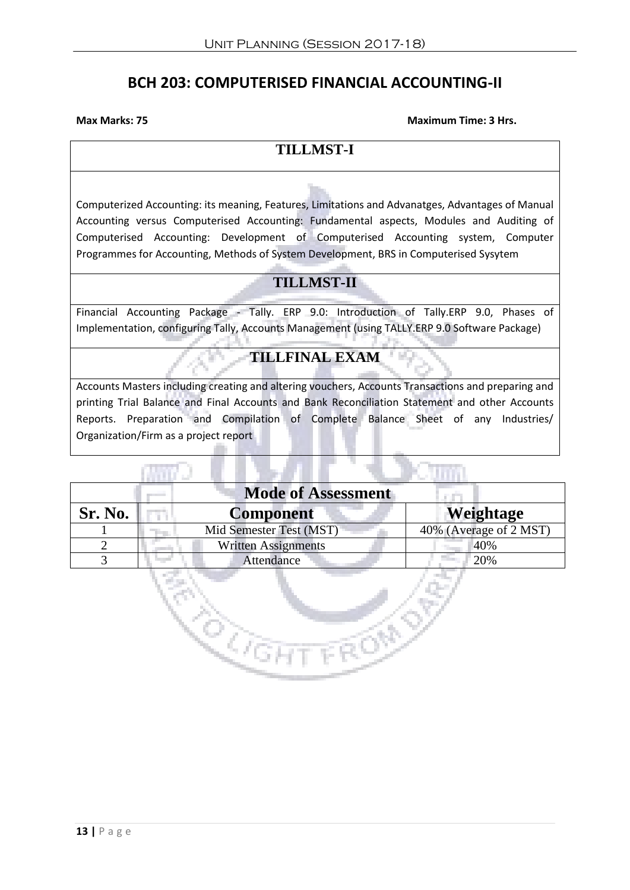# BCH 203: COMPUTERISED FINANCIAL ACCOUNTING-II

**Max Marks: 75** **Maximum Time: 3 Hrs.**

| TILLMST-I |
|---|
| Computerized Accounting: its meaning, Features, Limitations and Advanatges, Advantages of Manual Accounting versus Computerised Accounting: Fundamental aspects, Modules and Auditing of Computerised Accounting: Development of Computerised Accounting system, Computer Programmes for Accounting, Methods of System Development, BRS in Computerised Sysytem |
| **TILLMST-II** |
| Financial Accounting Package - Tally. ERP 9.0: Introduction of Tally.ERP 9.0, Phases of Implementation, configuring Tally, Accounts Management (using TALLY.ERP 9.0 Software Package) |
| **TILLFINAL EXAM** |
| Accounts Masters including creating and altering vouchers, Accounts Transactions and preparing and printing Trial Balance and Final Accounts and Bank Reconciliation Statement and other Accounts Reports. Preparation and Compilation of Complete Balance Sheet of any Industries/ Organization/Firm as a project report |

| Mode of Assessment | | |
|---|---|---|
| **Sr. No.** | **Component** | **Weightage** |
| 1 | Mid Semester Test (MST) | 40% (Average of 2 MST) |
| 2 | Written Assignments | 40% |
| 3 | Attendance | 20% |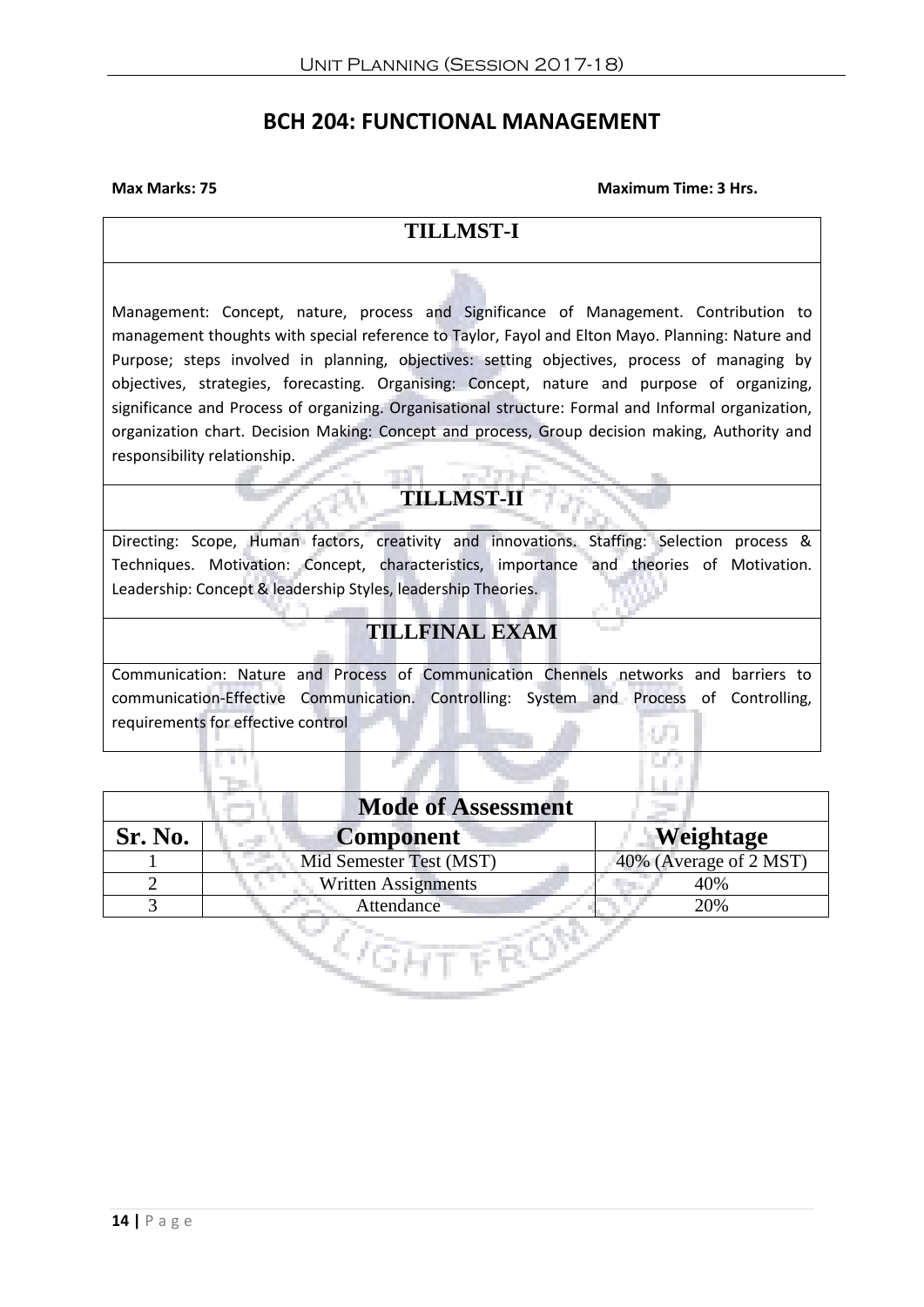# BCH 204: FUNCTIONAL MANAGEMENT

**Max Marks: 75** **Maximum Time: 3 Hrs.**

## TILLMST-I

Management: Concept, nature, process and Significance of Management. Contribution to management thoughts with special reference to Taylor, Fayol and Elton Mayo. Planning: Nature and Purpose; steps involved in planning, objectives: setting objectives, process of managing by objectives, strategies, forecasting. Organising: Concept, nature and purpose of organizing, significance and Process of organizing. Organisational structure: Formal and Informal organization, organization chart. Decision Making: Concept and process, Group decision making, Authority and responsibility relationship.

## TILLMST-II

Directing: Scope, Human factors, creativity and innovations. Staffing: Selection process & Techniques. Motivation: Concept, characteristics, importance and theories of Motivation. Leadership: Concept & leadership Styles, leadership Theories.

## TILLFINAL EXAM

Communication: Nature and Process of Communication Chennels networks and barriers to communication-Effective Communication. Controlling: System and Process of Controlling, requirements for effective control

| Mode of Assessment | | |
|---|---|---|
| **Sr. No.** | **Component** | **Weightage** |
| 1 | Mid Semester Test (MST) | 40% (Average of 2 MST) |
| 2 | Written Assignments | 40% |
| 3 | Attendance | 20% |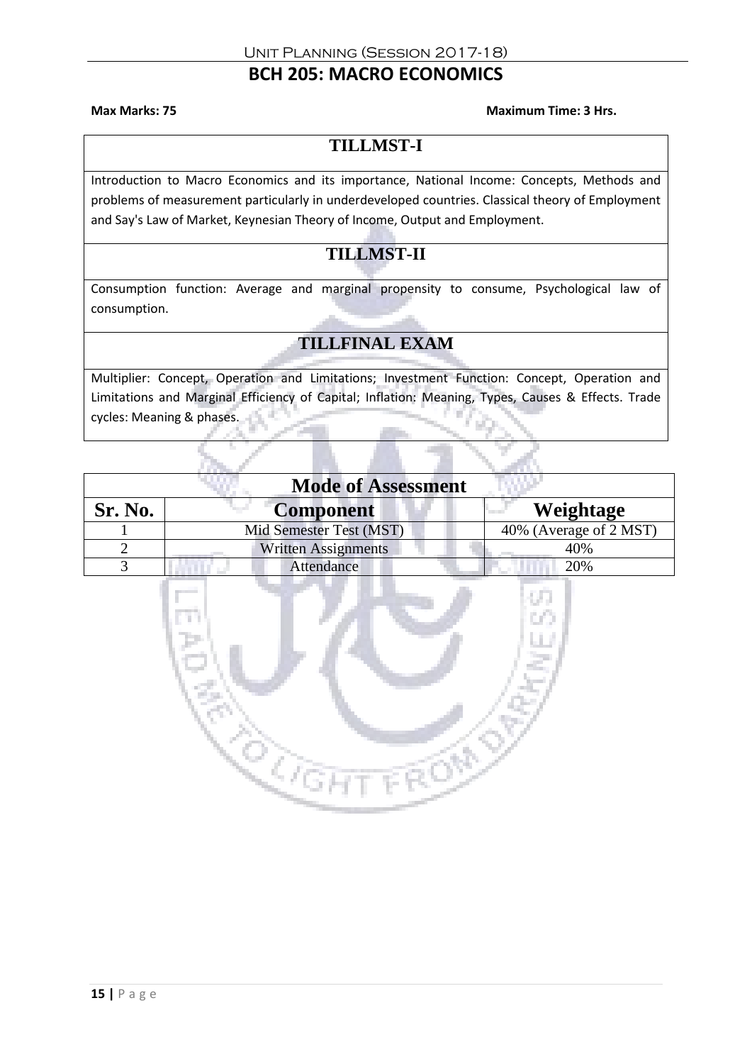# BCH 205: MACRO ECONOMICS

**Max Marks: 75** **Maximum Time: 3 Hrs.**

## TILLMST-I

Introduction to Macro Economics and its importance, National Income: Concepts, Methods and problems of measurement particularly in underdeveloped countries. Classical theory of Employment and Say's Law of Market, Keynesian Theory of Income, Output and Employment.

## TILLMST-II

Consumption function: Average and marginal propensity to consume, Psychological law of consumption.

## TILLFINAL EXAM

Multiplier: Concept, Operation and Limitations; Investment Function: Concept, Operation and Limitations and Marginal Efficiency of Capital; Inflation: Meaning, Types, Causes & Effects. Trade cycles: Meaning & phases.

## Mode of Assessment

| Sr. No. | Component | Weightage |
|---|---|---|
| 1 | Mid Semester Test (MST) | 40% (Average of 2 MST) |
| 2 | Written Assignments | 40% |
| 3 | Attendance | 20% |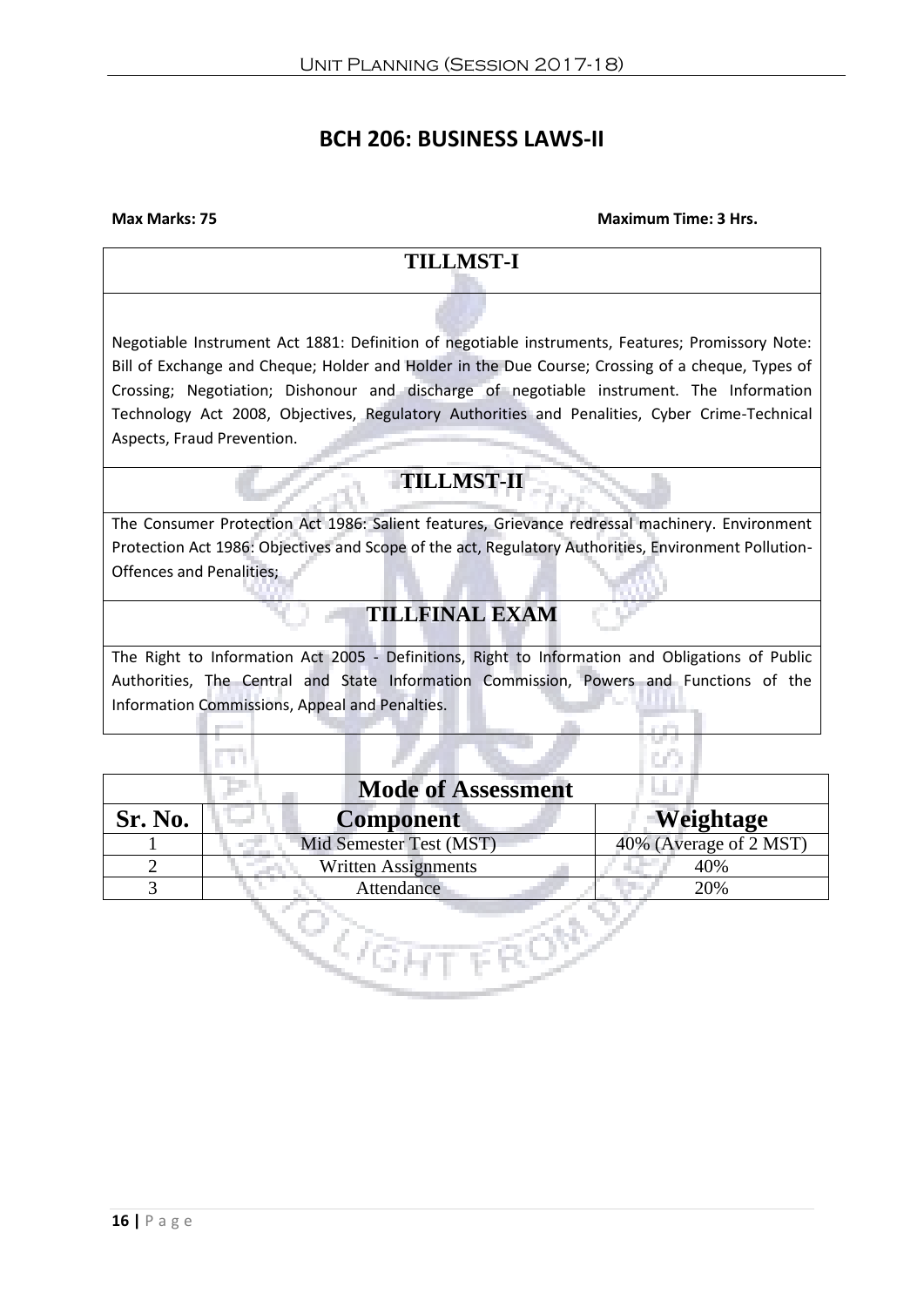# BCH 206: BUSINESS LAWS-II

**Max Marks: 75** **Maximum Time: 3 Hrs.**

## TILLMST-I

Negotiable Instrument Act 1881: Definition of negotiable instruments, Features; Promissory Note: Bill of Exchange and Cheque; Holder and Holder in the Due Course; Crossing of a cheque, Types of Crossing; Negotiation; Dishonour and discharge of negotiable instrument. The Information Technology Act 2008, Objectives, Regulatory Authorities and Penalities, Cyber Crime-Technical Aspects, Fraud Prevention.

## TILLMST-II

The Consumer Protection Act 1986: Salient features, Grievance redressal machinery. Environment Protection Act 1986: Objectives and Scope of the act, Regulatory Authorities, Environment Pollution-Offences and Penalities;

## TILLFINAL EXAM

The Right to Information Act 2005 - Definitions, Right to Information and Obligations of Public Authorities, The Central and State Information Commission, Powers and Functions of the Information Commissions, Appeal and Penalties.

**Mode of Assessment**

| Sr. No. | Component | Weightage |
|---|---|---|
| 1 | Mid Semester Test (MST) | 40% (Average of 2 MST) |
| 2 | Written Assignments | 40% |
| 3 | Attendance | 20% |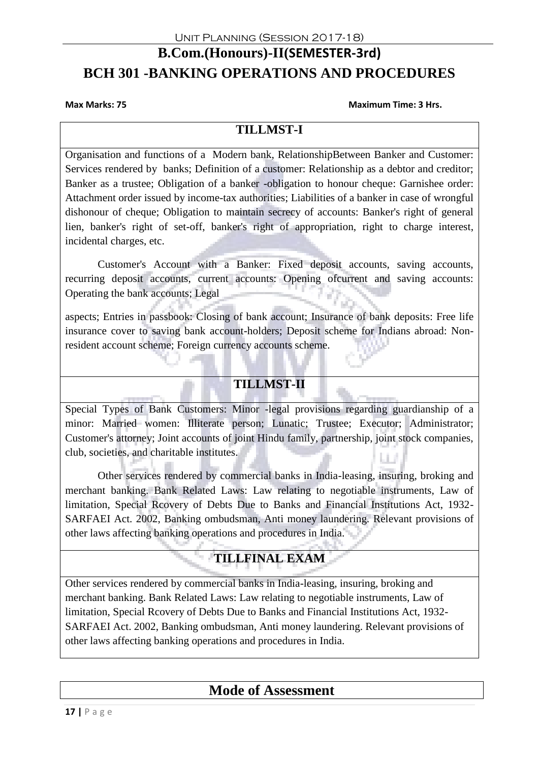# B.Com.(Honours)-II(SEMESTER-3rd)

# BCH 301 -BANKING OPERATIONS AND PROCEDURES

**Max Marks: 75** **Maximum Time: 3 Hrs.**

## TILLMST-I

Organisation and functions of a Modern bank, RelationshipBetween Banker and Customer: Services rendered by banks; Definition of a customer: Relationship as a debtor and creditor; Banker as a trustee; Obligation of a banker -obligation to honour cheque: Garnishee order: Attachment order issued by income-tax authorities; Liabilities of a banker in case of wrongful dishonour of cheque; Obligation to maintain secrecy of accounts: Banker's right of general lien, banker's right of set-off, banker's right of appropriation, right to charge interest, incidental charges, etc.

Customer's Account with a Banker: Fixed deposit accounts, saving accounts, recurring deposit accounts, current accounts: Opening ofcurrent and saving accounts: Operating the bank accounts; Legal

aspects; Entries in passbook: Closing of bank account; Insurance of bank deposits: Free life insurance cover to saving bank account-holders; Deposit scheme for Indians abroad: Non-resident account scheme; Foreign currency accounts scheme.

## TILLMST-II

Special Types of Bank Customers: Minor -legal provisions regarding guardianship of a minor: Married women: Illiterate person; Lunatic; Trustee; Executor; Administrator; Customer's attorney; Joint accounts of joint Hindu family, partnership, joint stock companies, club, societies, and charitable institutes.

Other services rendered by commercial banks in India-leasing, insuring, broking and merchant banking. Bank Related Laws: Law relating to negotiable instruments, Law of limitation, Special Rcovery of Debts Due to Banks and Financial Institutions Act, 1932-SARFAEI Act. 2002, Banking ombudsman, Anti money laundering. Relevant provisions of other laws affecting banking operations and procedures in India.

## TILLFINAL EXAM

Other services rendered by commercial banks in India-leasing, insuring, broking and merchant banking. Bank Related Laws: Law relating to negotiable instruments, Law of limitation, Special Rcovery of Debts Due to Banks and Financial Institutions Act, 1932-SARFAEI Act. 2002, Banking ombudsman, Anti money laundering. Relevant provisions of other laws affecting banking operations and procedures in India.

## Mode of Assessment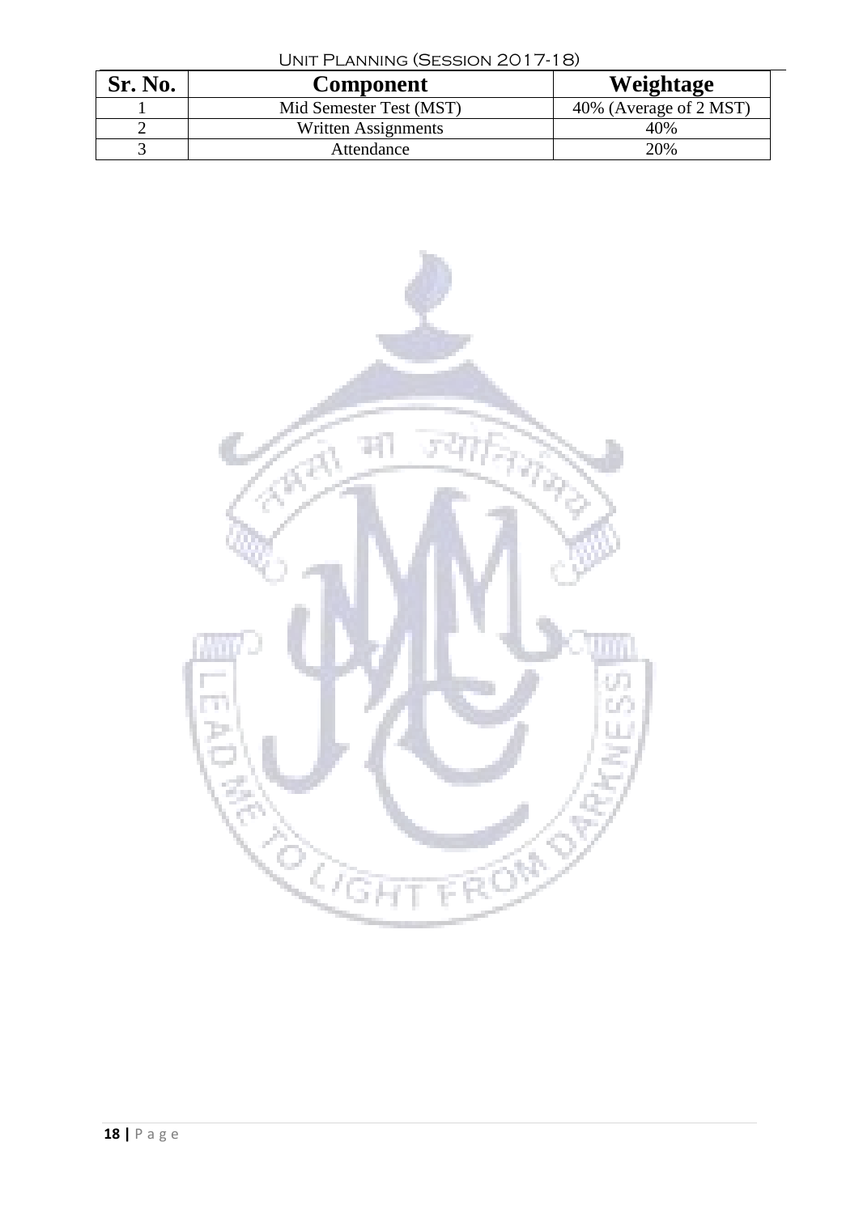| Sr. No. | Component | Weightage |
|---|---|---|
| 1 | Mid Semester Test (MST) | 40% (Average of 2 MST) |
| 2 | Written Assignments | 40% |
| 3 | Attendance | 20% |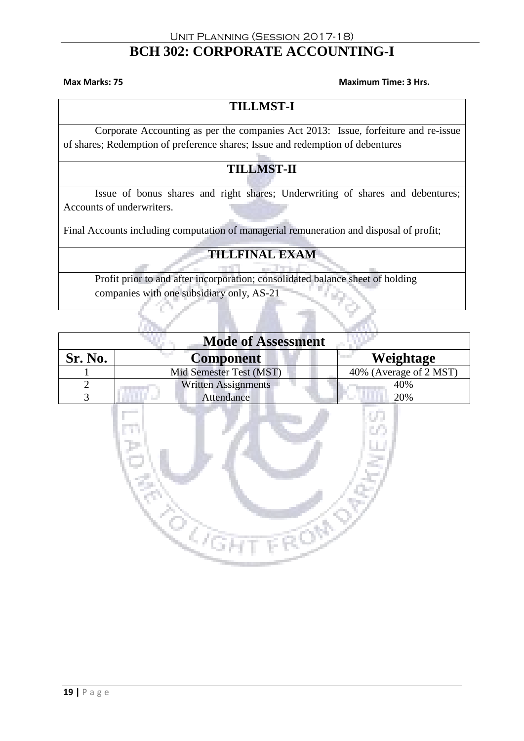# BCH 302: CORPORATE ACCOUNTING-I

**Max Marks: 75** **Maximum Time: 3 Hrs.**

| TILLMST-I |
|---|
| Corporate Accounting as per the companies Act 2013: Issue, forfeiture and re-issue of shares; Redemption of preference shares; Issue and redemption of debentures |
| **TILLMST-II** |
| Issue of bonus shares and right shares; Underwriting of shares and debentures; Accounts of underwriters.<br><br>Final Accounts including computation of managerial remuneration and disposal of profit; |
| **TILLFINAL EXAM** |
| Profit prior to and after incorporation; consolidated balance sheet of holding companies with one subsidiary only, AS-21 |

| Mode of Assessment | | |
|---|---|---|
| **Sr. No.** | **Component** | **Weightage** |
| 1 | Mid Semester Test (MST) | 40% (Average of 2 MST) |
| 2 | Written Assignments | 40% |
| 3 | Attendance | 20% |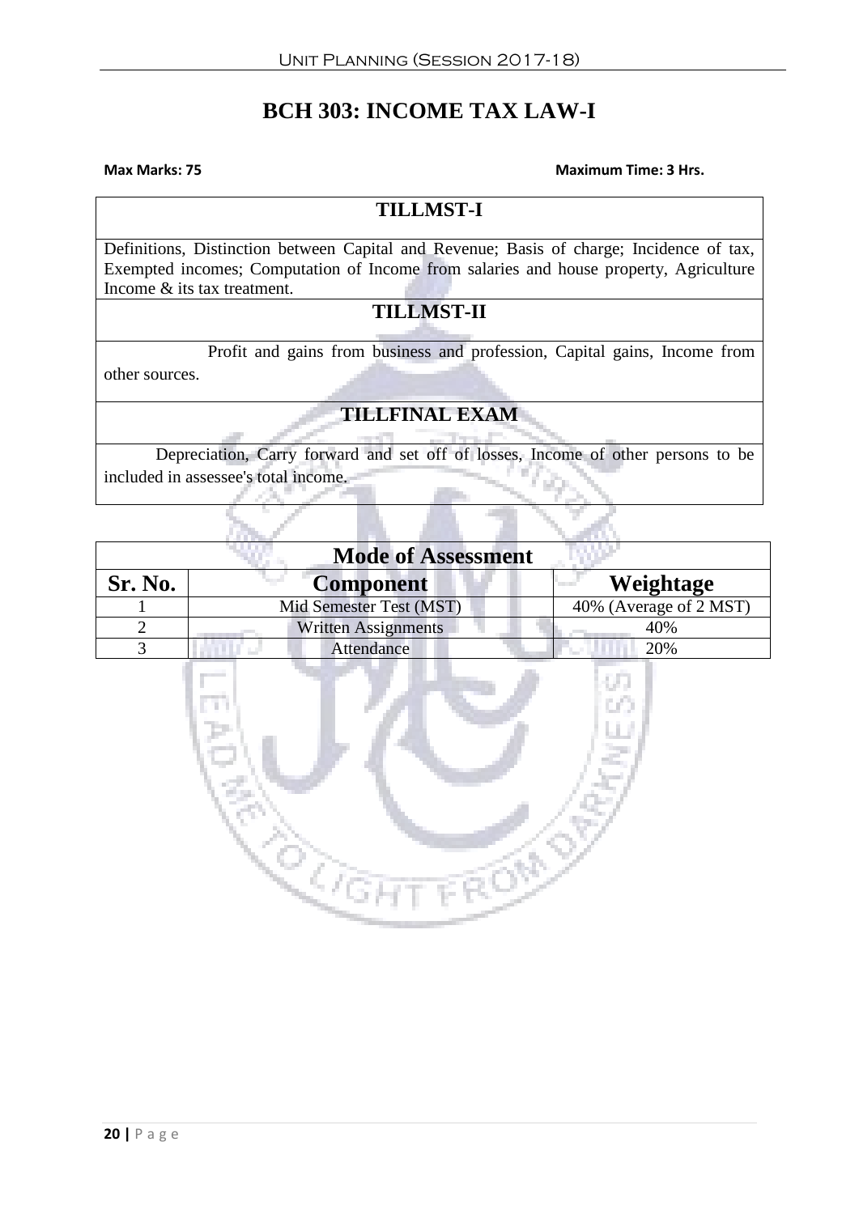# BCH 303: INCOME TAX LAW-I

**Max Marks: 75** **Maximum Time: 3 Hrs.**

| TILLMST-I |
|---|
| Definitions, Distinction between Capital and Revenue; Basis of charge; Incidence of tax, Exempted incomes; Computation of Income from salaries and house property, Agriculture Income & its tax treatment. |
| **TILLMST-II** |
| Profit and gains from business and profession, Capital gains, Income from other sources. |
| **TILLFINAL EXAM** |
| Depreciation, Carry forward and set off of losses, Income of other persons to be included in assessee's total income. |

| Mode of Assessment | | |
|---|---|---|
| **Sr. No.** | **Component** | **Weightage** |
| 1 | Mid Semester Test (MST) | 40% (Average of 2 MST) |
| 2 | Written Assignments | 40% |
| 3 | Attendance | 20% |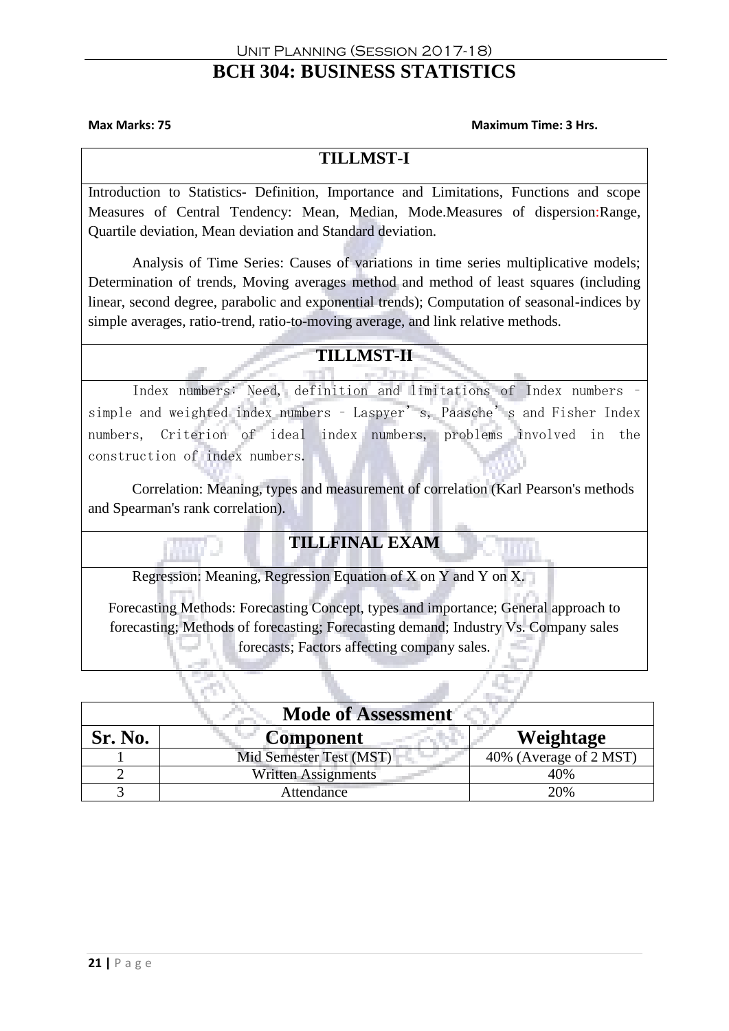Unit Planning (Session 2017-18)

# BCH 304: BUSINESS STATISTICS

**Max Marks: 75** **Maximum Time: 3 Hrs.**

## TILLMST-I

Introduction to Statistics- Definition, Importance and Limitations, Functions and scope Measures of Central Tendency: Mean, Median, Mode.Measures of dispersion:Range, Quartile deviation, Mean deviation and Standard deviation.

Analysis of Time Series: Causes of variations in time series multiplicative models; Determination of trends, Moving averages method and method of least squares (including linear, second degree, parabolic and exponential trends); Computation of seasonal-indices by simple averages, ratio-trend, ratio-to-moving average, and link relative methods.

## TILLMST-II

Index numbers: Need, definition and limitations of Index numbers – simple and weighted index numbers – Laspyer's, Paasche's and Fisher Index numbers, Criterion of ideal index numbers, problems involved in the construction of index numbers.

Correlation: Meaning, types and measurement of correlation (Karl Pearson's methods and Spearman's rank correlation).

## TILLFINAL EXAM

Regression: Meaning, Regression Equation of X on Y and Y on X.

Forecasting Methods: Forecasting Concept, types and importance; General approach to forecasting; Methods of forecasting; Forecasting demand; Industry Vs. Company sales forecasts; Factors affecting company sales.

| Mode of Assessment | | |
|---|---|---|
| **Sr. No.** | **Component** | **Weightage** |
| 1 | Mid Semester Test (MST) | 40% (Average of 2 MST) |
| 2 | Written Assignments | 40% |
| 3 | Attendance | 20% |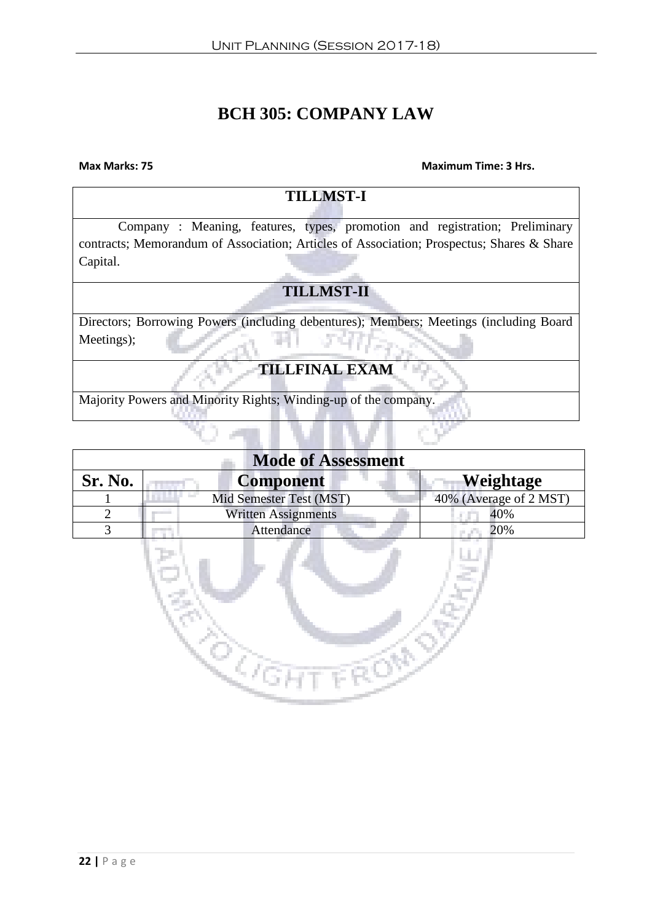# BCH 305: COMPANY LAW

**Max Marks: 75** **Maximum Time: 3 Hrs.**

| TILLMST-I |
|---|
| Company : Meaning, features, types, promotion and registration; Preliminary contracts; Memorandum of Association; Articles of Association; Prospectus; Shares & Share Capital. |
| **TILLMST-II** |
| Directors; Borrowing Powers (including debentures); Members; Meetings (including Board Meetings); |
| **TILLFINAL EXAM** |
| Majority Powers and Minority Rights; Winding-up of the company. |

| Mode of Assessment | | |
|---|---|---|
| **Sr. No.** | **Component** | **Weightage** |
| 1 | Mid Semester Test (MST) | 40% (Average of 2 MST) |
| 2 | Written Assignments | 40% |
| 3 | Attendance | 20% |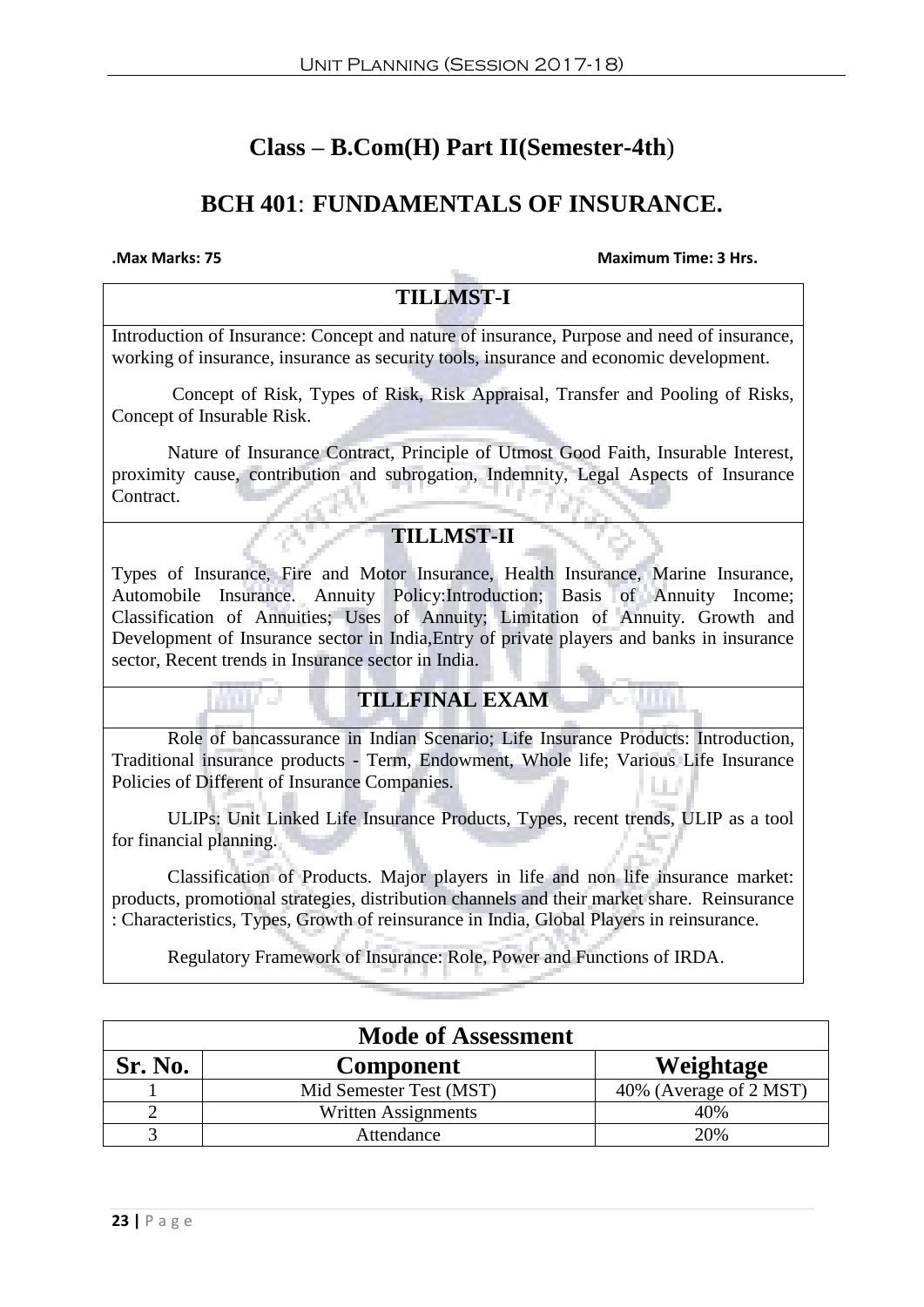# Class – B.Com(H) Part II(Semester-4th)

## BCH 401: FUNDAMENTALS OF INSURANCE.

**.Max Marks: 75** **Maximum Time: 3 Hrs.**

### TILLMST-I

Introduction of Insurance: Concept and nature of insurance, Purpose and need of insurance, working of insurance, insurance as security tools, insurance and economic development.

Concept of Risk, Types of Risk, Risk Appraisal, Transfer and Pooling of Risks, Concept of Insurable Risk.

Nature of Insurance Contract, Principle of Utmost Good Faith, Insurable Interest, proximity cause, contribution and subrogation, Indemnity, Legal Aspects of Insurance Contract.

### TILLMST-II

Types of Insurance, Fire and Motor Insurance, Health Insurance, Marine Insurance, Automobile Insurance. Annuity Policy:Introduction; Basis of Annuity Income; Classification of Annuities; Uses of Annuity; Limitation of Annuity. Growth and Development of Insurance sector in India,Entry of private players and banks in insurance sector, Recent trends in Insurance sector in India.

### TILLFINAL EXAM

Role of bancassurance in Indian Scenario; Life Insurance Products: Introduction, Traditional insurance products - Term, Endowment, Whole life; Various Life Insurance Policies of Different of Insurance Companies.

ULIPs: Unit Linked Life Insurance Products, Types, recent trends, ULIP as a tool for financial planning.

Classification of Products. Major players in life and non life insurance market: products, promotional strategies, distribution channels and their market share. Reinsurance : Characteristics, Types, Growth of reinsurance in India, Global Players in reinsurance.

Regulatory Framework of Insurance: Role, Power and Functions of IRDA.

| Mode of Assessment | | |
|---|---|---|
| **Sr. No.** | **Component** | **Weightage** |
| 1 | Mid Semester Test (MST) | 40% (Average of 2 MST) |
| 2 | Written Assignments | 40% |
| 3 | Attendance | 20% |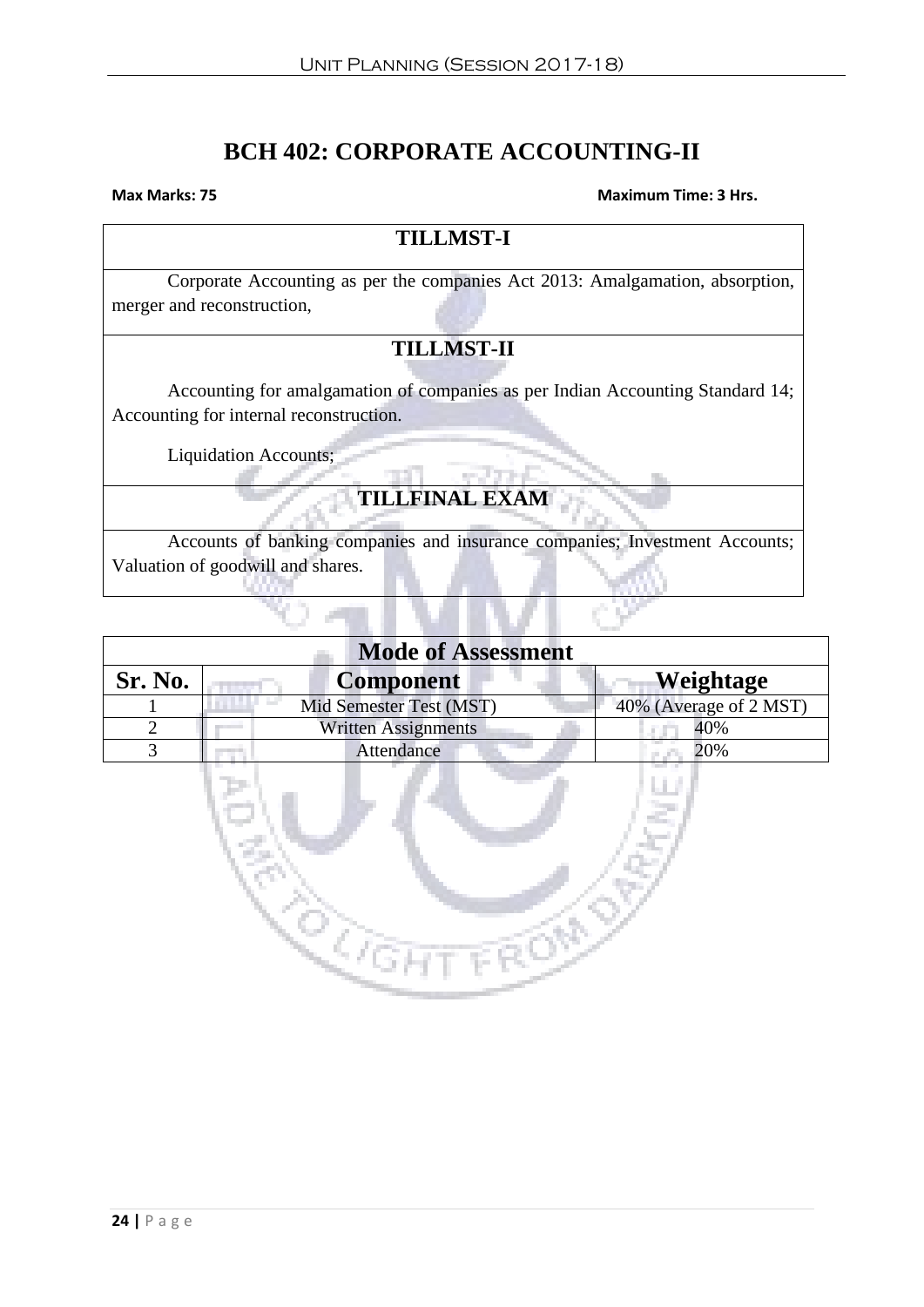# BCH 402: CORPORATE ACCOUNTING-II

**Max Marks: 75** **Maximum Time: 3 Hrs.**

## TILLMST-I

Corporate Accounting as per the companies Act 2013: Amalgamation, absorption, merger and reconstruction,

## TILLMST-II

Accounting for amalgamation of companies as per Indian Accounting Standard 14; Accounting for internal reconstruction.

Liquidation Accounts;

## TILLFINAL EXAM

Accounts of banking companies and insurance companies; Investment Accounts; Valuation of goodwill and shares.

| Mode of Assessment | | |
|---|---|---|
| **Sr. No.** | **Component** | **Weightage** |
| 1 | Mid Semester Test (MST) | 40% (Average of 2 MST) |
| 2 | Written Assignments | 40% |
| 3 | Attendance | 20% |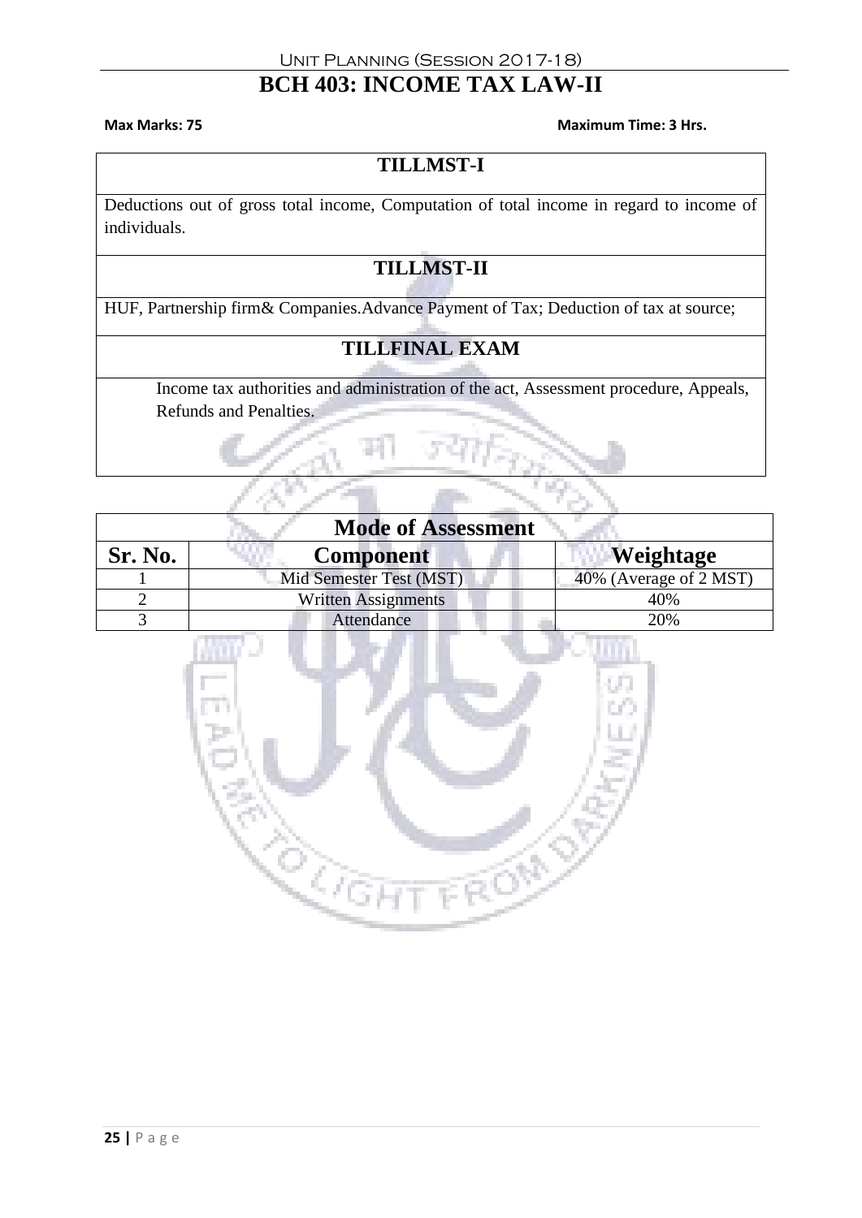Unit Planning (Session 2017-18)

# BCH 403: INCOME TAX LAW-II

**Max Marks: 75** **Maximum Time: 3 Hrs.**

## TILLMST-I

Deductions out of gross total income, Computation of total income in regard to income of individuals.

## TILLMST-II

HUF, Partnership firm& Companies.Advance Payment of Tax; Deduction of tax at source;

## TILLFINAL EXAM

Income tax authorities and administration of the act, Assessment procedure, Appeals, Refunds and Penalties.

| Mode of Assessment | | |
|---|---|---|
| **Sr. No.** | **Component** | **Weightage** |
| 1 | Mid Semester Test (MST) | 40% (Average of 2 MST) |
| 2 | Written Assignments | 40% |
| 3 | Attendance | 20% |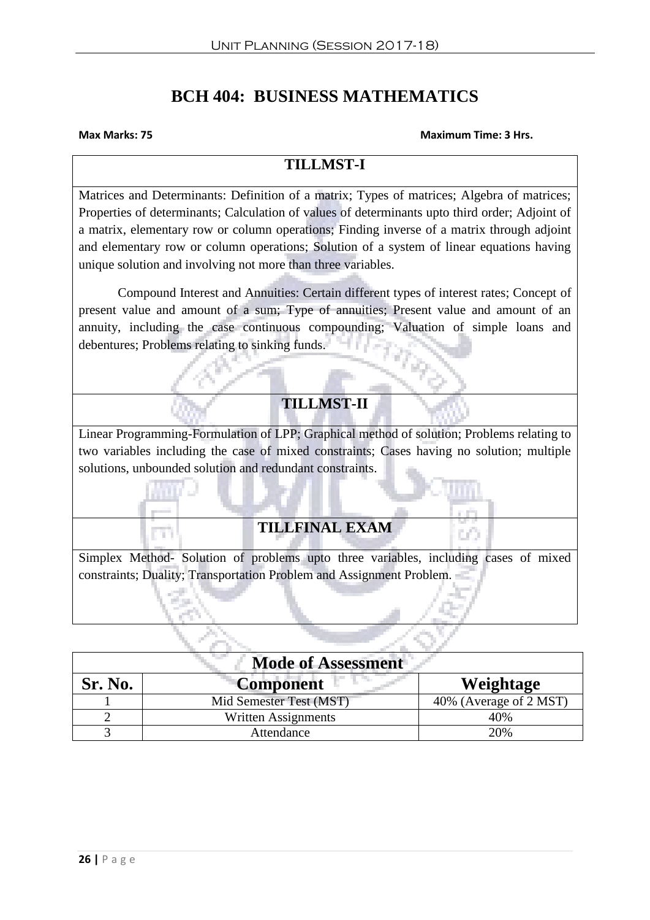# BCH 404: BUSINESS MATHEMATICS

**Max Marks: 75** **Maximum Time: 3 Hrs.**

## TILLMST-I

Matrices and Determinants: Definition of a matrix; Types of matrices; Algebra of matrices; Properties of determinants; Calculation of values of determinants upto third order; Adjoint of a matrix, elementary row or column operations; Finding inverse of a matrix through adjoint and elementary row or column operations; Solution of a system of linear equations having unique solution and involving not more than three variables.

Compound Interest and Annuities: Certain different types of interest rates; Concept of present value and amount of a sum; Type of annuities; Present value and amount of an annuity, including the case continuous compounding; Valuation of simple loans and debentures; Problems relating to sinking funds.

## TILLMST-II

Linear Programming-Formulation of LPP; Graphical method of solution; Problems relating to two variables including the case of mixed constraints; Cases having no solution; multiple solutions, unbounded solution and redundant constraints.

## TILLFINAL EXAM

Simplex Method- Solution of problems upto three variables, including cases of mixed constraints; Duality; Transportation Problem and Assignment Problem.

| Mode of Assessment | | |
|---|---|---|
| **Sr. No.** | **Component** | **Weightage** |
| 1 | Mid Semester Test (MST) | 40% (Average of 2 MST) |
| 2 | Written Assignments | 40% |
| 3 | Attendance | 20% |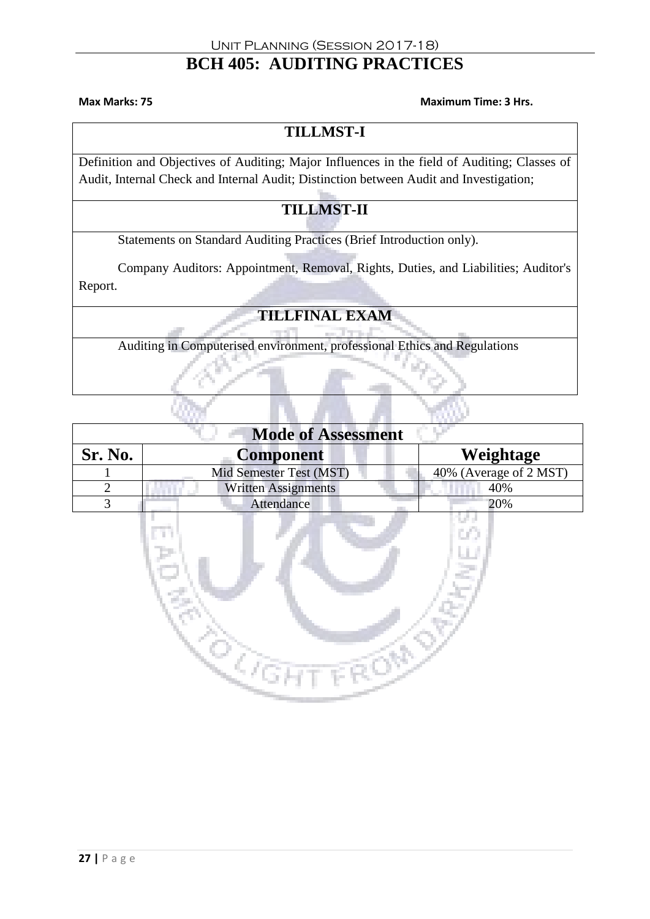# BCH 405: AUDITING PRACTICES

**Max Marks: 75** **Maximum Time: 3 Hrs.**

| TILLMST-I |
|---|
| Definition and Objectives of Auditing; Major Influences in the field of Auditing; Classes of Audit, Internal Check and Internal Audit; Distinction between Audit and Investigation; |
| **TILLMST-II** |
| Statements on Standard Auditing Practices (Brief Introduction only). Company Auditors: Appointment, Removal, Rights, Duties, and Liabilities; Auditor's Report. |
| **TILLFINAL EXAM** |
| Auditing in Computerised environment, professional Ethics and Regulations |

| Mode of Assessment | | |
|---|---|---|
| **Sr. No.** | **Component** | **Weightage** |
| 1 | Mid Semester Test (MST) | 40% (Average of 2 MST) |
| 2 | Written Assignments | 40% |
| 3 | Attendance | 20% |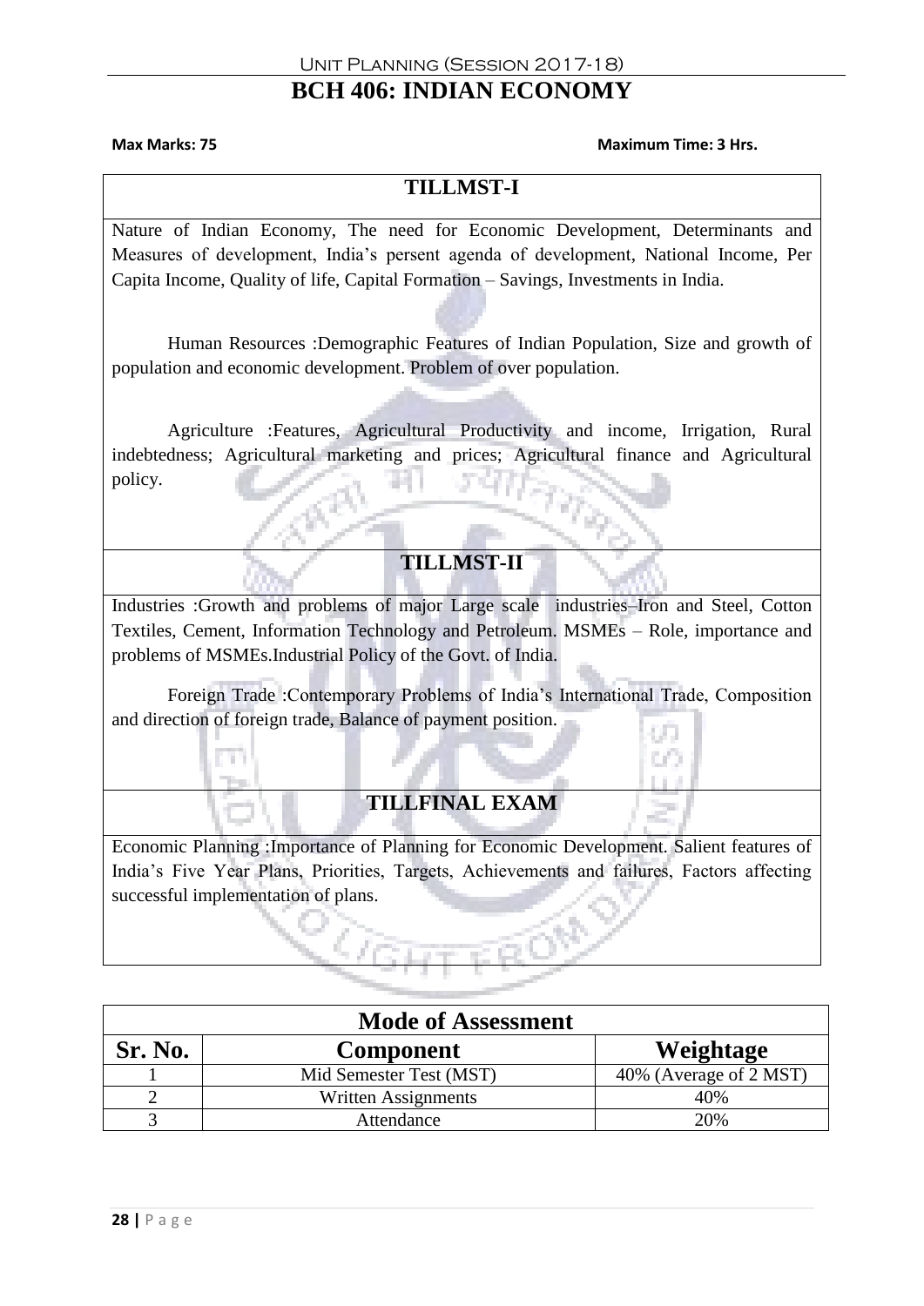# BCH 406: INDIAN ECONOMY

**Max Marks: 75** **Maximum Time: 3 Hrs.**

## TILLMST-I

Nature of Indian Economy, The need for Economic Development, Determinants and Measures of development, India's persent agenda of development, National Income, Per Capita Income, Quality of life, Capital Formation – Savings, Investments in India.

Human Resources :Demographic Features of Indian Population, Size and growth of population and economic development. Problem of over population.

Agriculture :Features, Agricultural Productivity and income, Irrigation, Rural indebtedness; Agricultural marketing and prices; Agricultural finance and Agricultural policy.

## TILLMST-II

Industries :Growth and problems of major Large scale industries–Iron and Steel, Cotton Textiles, Cement, Information Technology and Petroleum. MSMEs – Role, importance and problems of MSMEs.Industrial Policy of the Govt. of India.

Foreign Trade :Contemporary Problems of India's International Trade, Composition and direction of foreign trade, Balance of payment position.

## TILLFINAL EXAM

Economic Planning :Importance of Planning for Economic Development. Salient features of India's Five Year Plans, Priorities, Targets, Achievements and failures, Factors affecting successful implementation of plans.

**Mode of Assessment**

| Sr. No. | Component | Weightage |
|---|---|---|
| 1 | Mid Semester Test (MST) | 40% (Average of 2 MST) |
| 2 | Written Assignments | 40% |
| 3 | Attendance | 20% |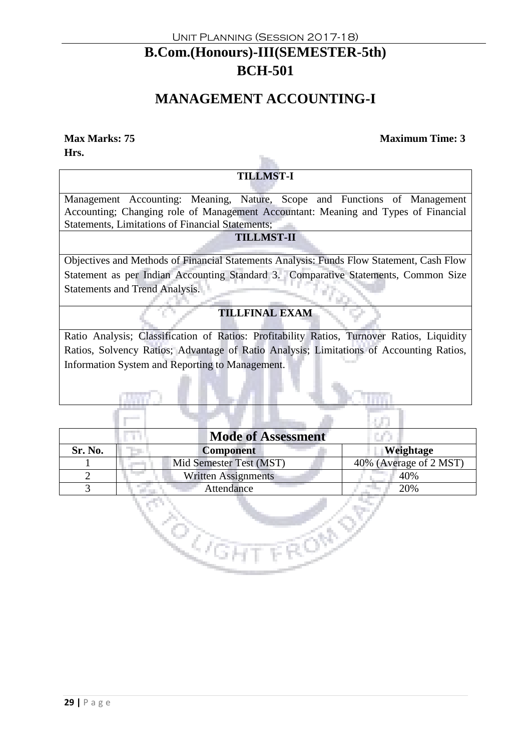# B.Com.(Honours)-III(SEMESTER-5th)
# BCH-501

## MANAGEMENT ACCOUNTING-I

**Max Marks: 75** **Maximum Time: 3 Hrs.**

| **TILLMST-I** |
|---|
| Management Accounting: Meaning, Nature, Scope and Functions of Management Accounting; Changing role of Management Accountant: Meaning and Types of Financial Statements, Limitations of Financial Statements; |
| **TILLMST-II** |
| Objectives and Methods of Financial Statements Analysis: Funds Flow Statement, Cash Flow Statement as per Indian Accounting Standard 3. Comparative Statements, Common Size Statements and Trend Analysis. |
| **TILLFINAL EXAM** |
| Ratio Analysis; Classification of Ratios: Profitability Ratios, Turnover Ratios, Liquidity Ratios, Solvency Ratios; Advantage of Ratio Analysis; Limitations of Accounting Ratios, Information System and Reporting to Management. |

**Mode of Assessment**

| Sr. No. | Component | Weightage |
|---|---|---|
| 1 | Mid Semester Test (MST) | 40% (Average of 2 MST) |
| 2 | Written Assignments | 40% |
| 3 | Attendance | 20% |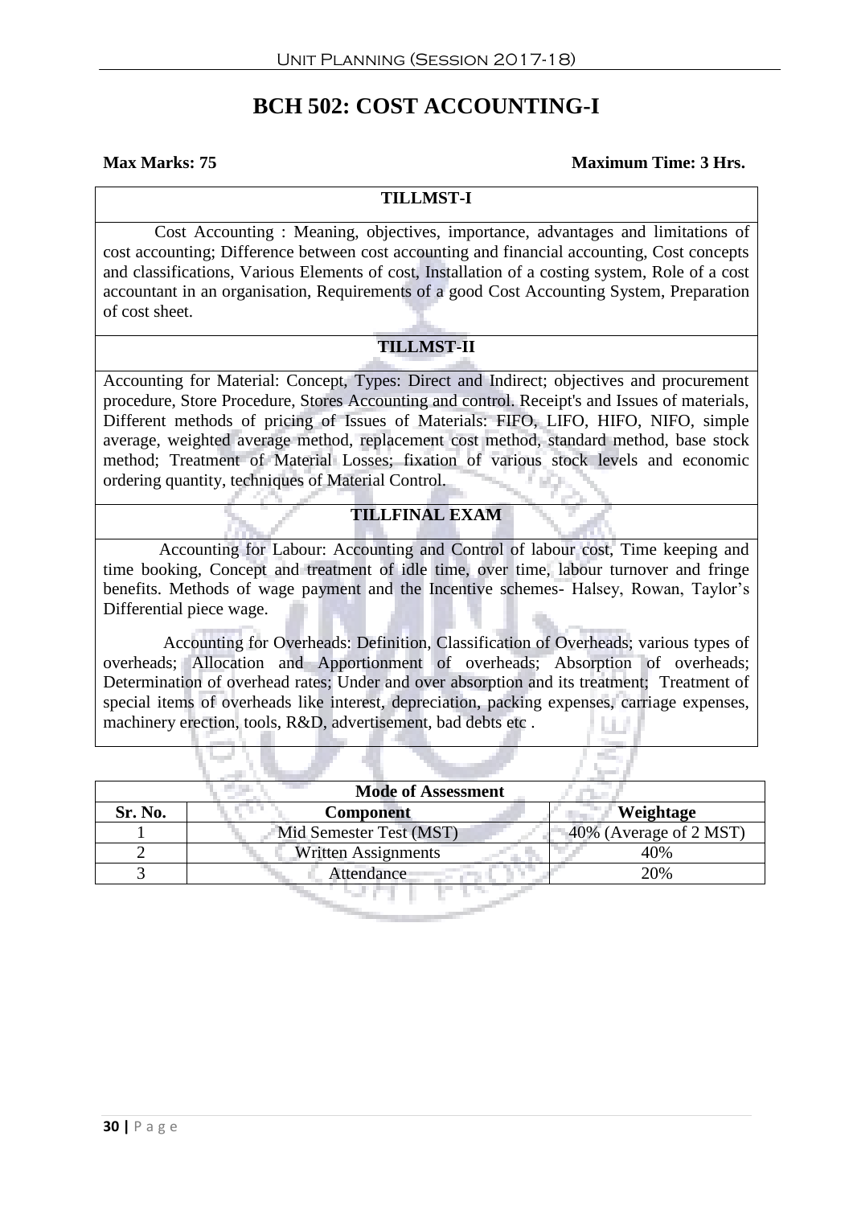# BCH 502: COST ACCOUNTING-I

**Max Marks: 75** **Maximum Time: 3 Hrs.**

### TILLMST-I

Cost Accounting : Meaning, objectives, importance, advantages and limitations of cost accounting; Difference between cost accounting and financial accounting, Cost concepts and classifications, Various Elements of cost, Installation of a costing system, Role of a cost accountant in an organisation, Requirements of a good Cost Accounting System, Preparation of cost sheet.

### TILLMST-II

Accounting for Material: Concept, Types: Direct and Indirect; objectives and procurement procedure, Store Procedure, Stores Accounting and control. Receipt's and Issues of materials, Different methods of pricing of Issues of Materials: FIFO, LIFO, HIFO, NIFO, simple average, weighted average method, replacement cost method, standard method, base stock method; Treatment of Material Losses; fixation of various stock levels and economic ordering quantity, techniques of Material Control.

### TILLFINAL EXAM

Accounting for Labour: Accounting and Control of labour cost, Time keeping and time booking, Concept and treatment of idle time, over time, labour turnover and fringe benefits. Methods of wage payment and the Incentive schemes- Halsey, Rowan, Taylor's Differential piece wage.

Accounting for Overheads: Definition, Classification of Overheads; various types of overheads; Allocation and Apportionment of overheads; Absorption of overheads; Determination of overhead rates; Under and over absorption and its treatment; Treatment of special items of overheads like interest, depreciation, packing expenses, carriage expenses, machinery erection, tools, R&D, advertisement, bad debts etc .

| Mode of Assessment | | |
|---|---|---|
| **Sr. No.** | **Component** | **Weightage** |
| 1 | Mid Semester Test (MST) | 40% (Average of 2 MST) |
| 2 | Written Assignments | 40% |
| 3 | Attendance | 20% |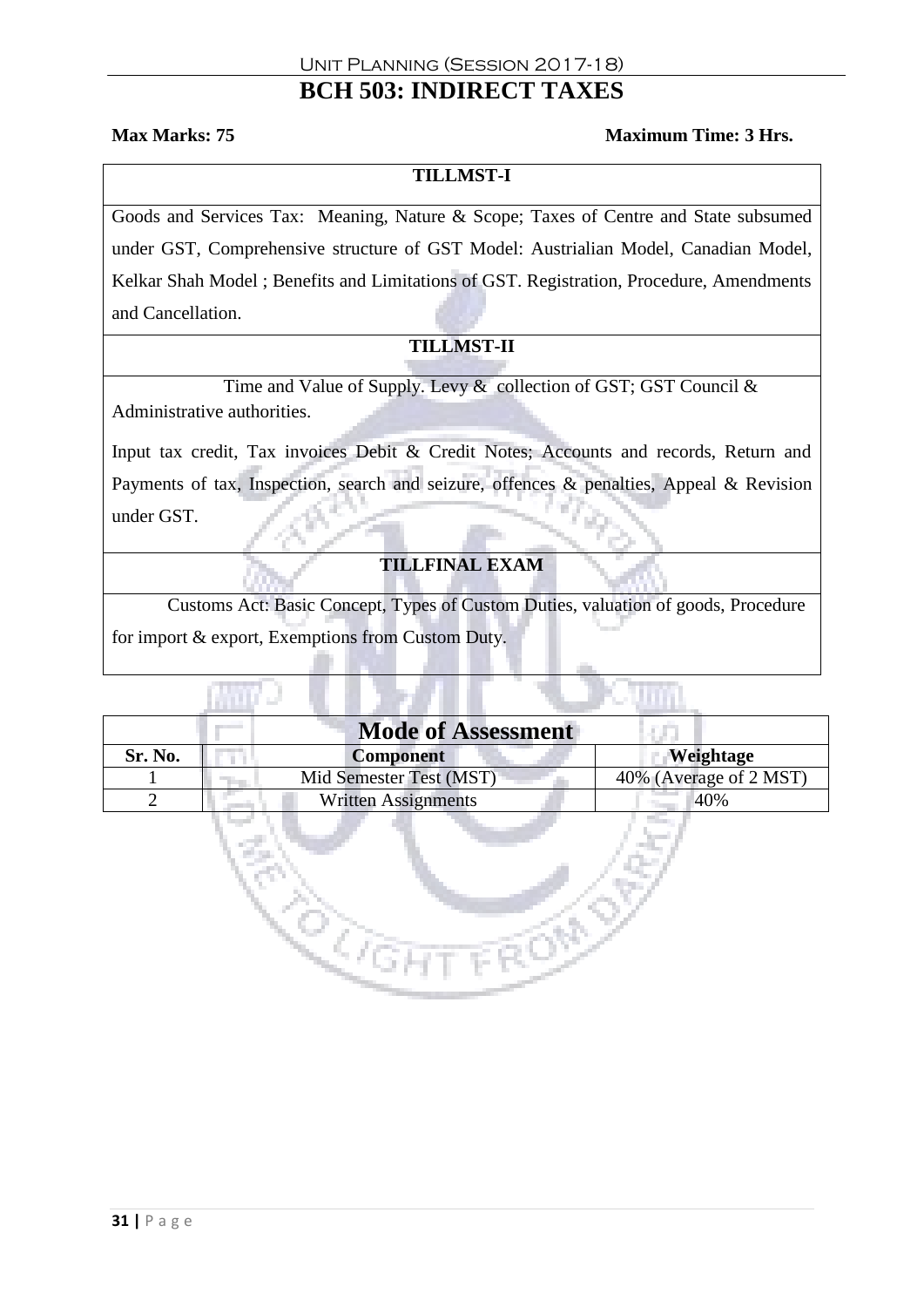# BCH 503: INDIRECT TAXES

**Max Marks: 75** **Maximum Time: 3 Hrs.**

### TILLMST-I

Goods and Services Tax: Meaning, Nature & Scope; Taxes of Centre and State subsumed under GST, Comprehensive structure of GST Model: Austrialian Model, Canadian Model, Kelkar Shah Model ; Benefits and Limitations of GST. Registration, Procedure, Amendments and Cancellation.

### TILLMST-II

Time and Value of Supply. Levy & collection of GST; GST Council & Administrative authorities.

Input tax credit, Tax invoices Debit & Credit Notes; Accounts and records, Return and Payments of tax, Inspection, search and seizure, offences & penalties, Appeal & Revision under GST.

### TILLFINAL EXAM

Customs Act: Basic Concept, Types of Custom Duties, valuation of goods, Procedure for import & export, Exemptions from Custom Duty.

### Mode of Assessment

| Sr. No. | Component | Weightage |
|---|---|---|
| 1 | Mid Semester Test (MST) | 40% (Average of 2 MST) |
| 2 | Written Assignments | 40% |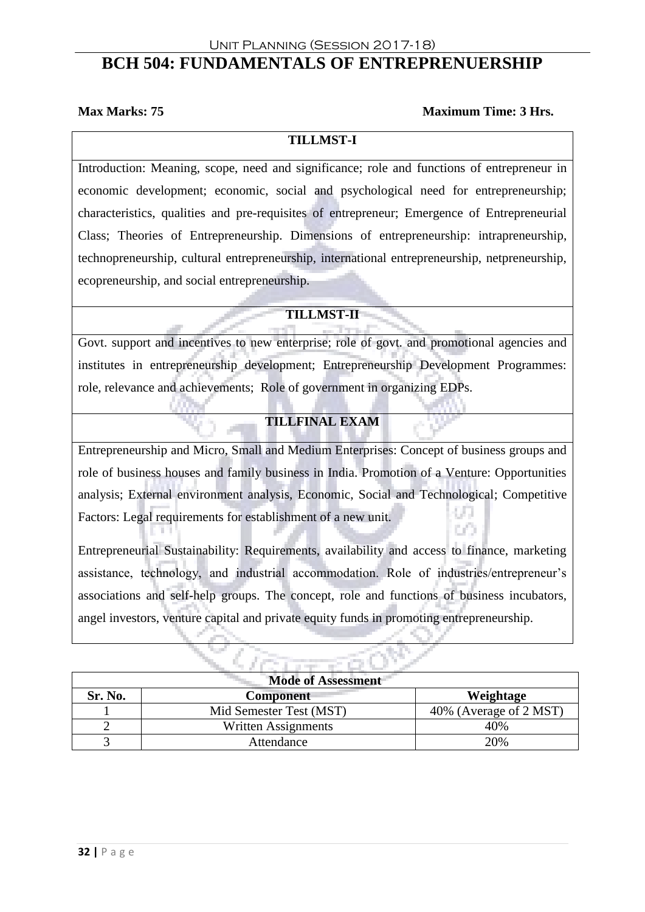# BCH 504: FUNDAMENTALS OF ENTREPRENUERSHIP

**Max Marks: 75** **Maximum Time: 3 Hrs.**

### TILLMST-I

Introduction: Meaning, scope, need and significance; role and functions of entrepreneur in economic development; economic, social and psychological need for entrepreneurship; characteristics, qualities and pre-requisites of entrepreneur; Emergence of Entrepreneurial Class; Theories of Entrepreneurship. Dimensions of entrepreneurship: intrapreneurship, technopreneurship, cultural entrepreneurship, international entrepreneurship, netpreneurship, ecopreneurship, and social entrepreneurship.

### TILLMST-II

Govt. support and incentives to new enterprise; role of govt. and promotional agencies and institutes in entrepreneurship development; Entrepreneurship Development Programmes: role, relevance and achievements; Role of government in organizing EDPs.

### TILLFINAL EXAM

Entrepreneurship and Micro, Small and Medium Enterprises: Concept of business groups and role of business houses and family business in India. Promotion of a Venture: Opportunities analysis; External environment analysis, Economic, Social and Technological; Competitive Factors: Legal requirements for establishment of a new unit.

Entrepreneurial Sustainability: Requirements, availability and access to finance, marketing assistance, technology, and industrial accommodation. Role of industries/entrepreneur's associations and self-help groups. The concept, role and functions of business incubators, angel investors, venture capital and private equity funds in promoting entrepreneurship.

**Mode of Assessment**

| Sr. No. | Component | Weightage |
|---|---|---|
| 1 | Mid Semester Test (MST) | 40% (Average of 2 MST) |
| 2 | Written Assignments | 40% |
| 3 | Attendance | 20% |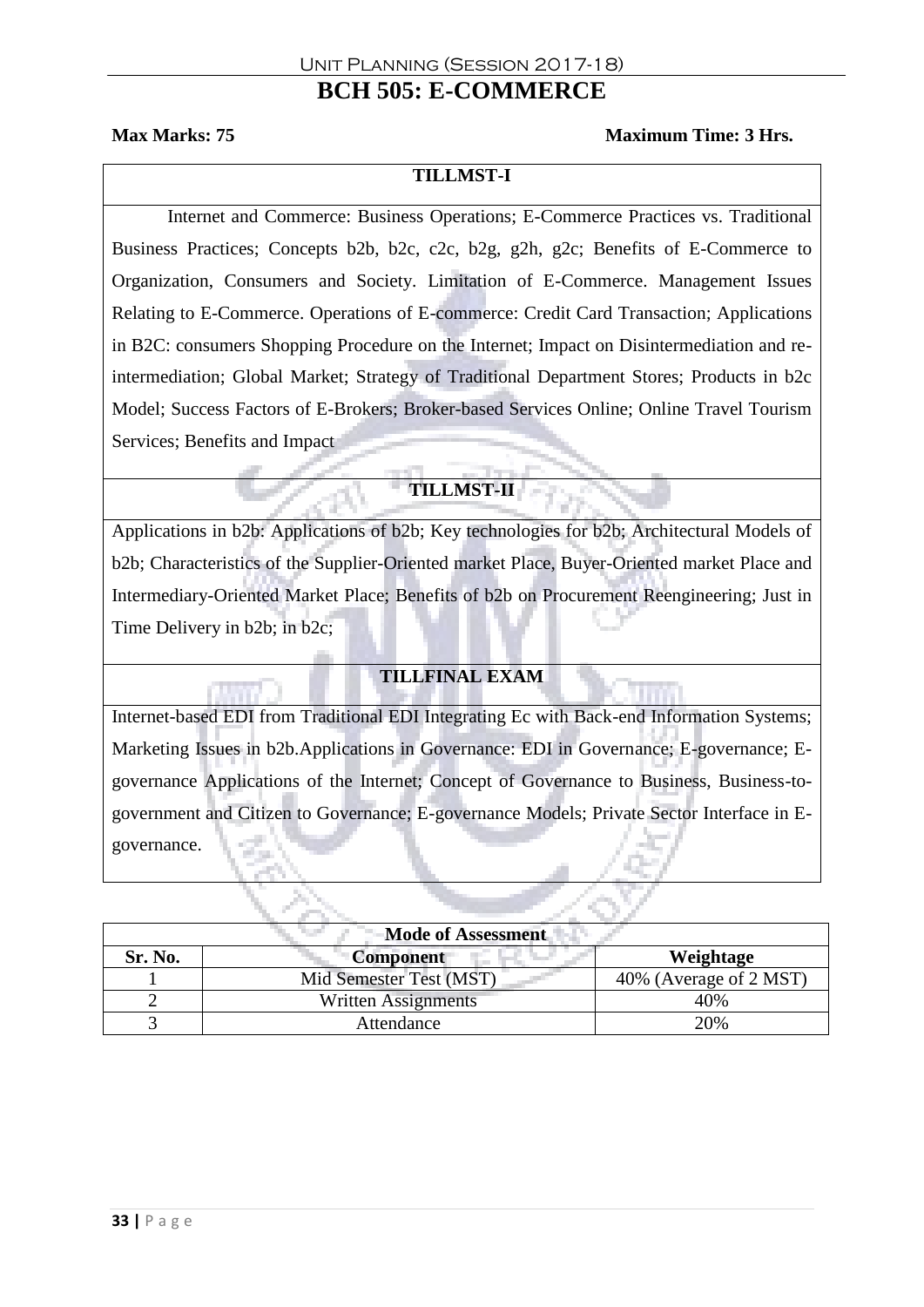Unit Planning (Session 2017-18)

# BCH 505: E-COMMERCE

**Max Marks: 75** **Maximum Time: 3 Hrs.**

| TILLMST-I |
|---|
| Internet and Commerce: Business Operations; E-Commerce Practices vs. Traditional Business Practices; Concepts b2b, b2c, c2c, b2g, g2h, g2c; Benefits of E-Commerce to Organization, Consumers and Society. Limitation of E-Commerce. Management Issues Relating to E-Commerce. Operations of E-commerce: Credit Card Transaction; Applications in B2C: consumers Shopping Procedure on the Internet; Impact on Disintermediation and re-intermediation; Global Market; Strategy of Traditional Department Stores; Products in b2c Model; Success Factors of E-Brokers; Broker-based Services Online; Online Travel Tourism Services; Benefits and Impact |
| **TILLMST-II** |
| Applications in b2b: Applications of b2b; Key technologies for b2b; Architectural Models of b2b; Characteristics of the Supplier-Oriented market Place, Buyer-Oriented market Place and Intermediary-Oriented Market Place; Benefits of b2b on Procurement Reengineering; Just in Time Delivery in b2b; in b2c; |
| **TILLFINAL EXAM** |
| Internet-based EDI from Traditional EDI Integrating Ec with Back-end Information Systems; Marketing Issues in b2b.Applications in Governance: EDI in Governance; E-governance; E-governance Applications of the Internet; Concept of Governance to Business, Business-to-government and Citizen to Governance; E-governance Models; Private Sector Interface in E-governance. |

| Mode of Assessment | | |
|---|---|---|
| **Sr. No.** | **Component** | **Weightage** |
| 1 | Mid Semester Test (MST) | 40% (Average of 2 MST) |
| 2 | Written Assignments | 40% |
| 3 | Attendance | 20% |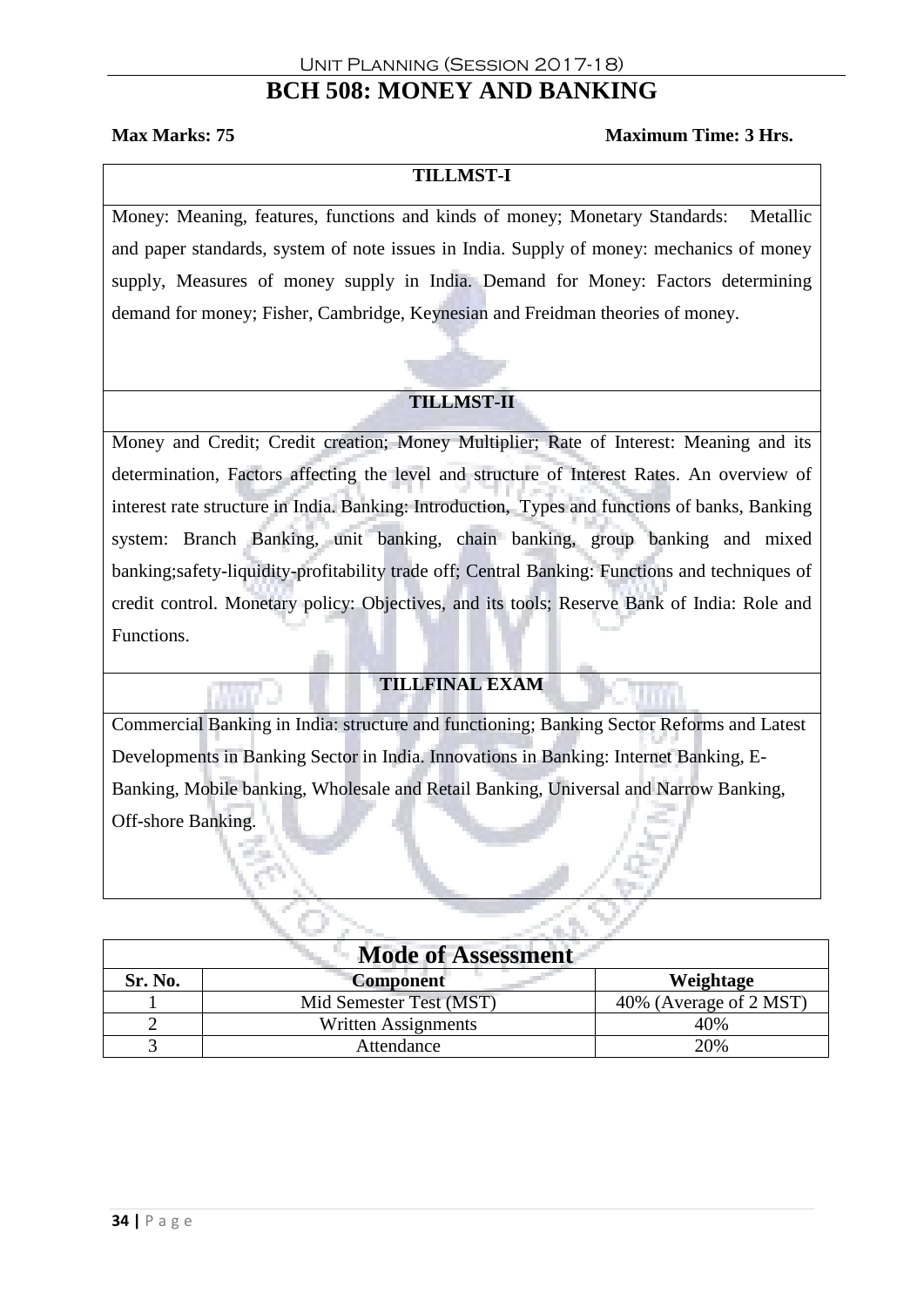# BCH 508: MONEY AND BANKING

**Max Marks: 75** **Maximum Time: 3 Hrs.**

| TILLMST-I |
|---|
| Money: Meaning, features, functions and kinds of money; Monetary Standards: Metallic and paper standards, system of note issues in India. Supply of money: mechanics of money supply, Measures of money supply in India. Demand for Money: Factors determining demand for money; Fisher, Cambridge, Keynesian and Freidman theories of money. |
| **TILLMST-II** |
| Money and Credit; Credit creation; Money Multiplier; Rate of Interest: Meaning and its determination, Factors affecting the level and structure of Interest Rates. An overview of interest rate structure in India. Banking: Introduction, Types and functions of banks, Banking system: Branch Banking, unit banking, chain banking, group banking and mixed banking;safety-liquidity-profitability trade off; Central Banking: Functions and techniques of credit control. Monetary policy: Objectives, and its tools; Reserve Bank of India: Role and Functions. |
| **TILLFINAL EXAM** |
| Commercial Banking in India: structure and functioning; Banking Sector Reforms and Latest Developments in Banking Sector in India. Innovations in Banking: Internet Banking, E-Banking, Mobile banking, Wholesale and Retail Banking, Universal and Narrow Banking, Off-shore Banking. |

## Mode of Assessment

| Sr. No. | Component | Weightage |
|---|---|---|
| 1 | Mid Semester Test (MST) | 40% (Average of 2 MST) |
| 2 | Written Assignments | 40% |
| 3 | Attendance | 20% |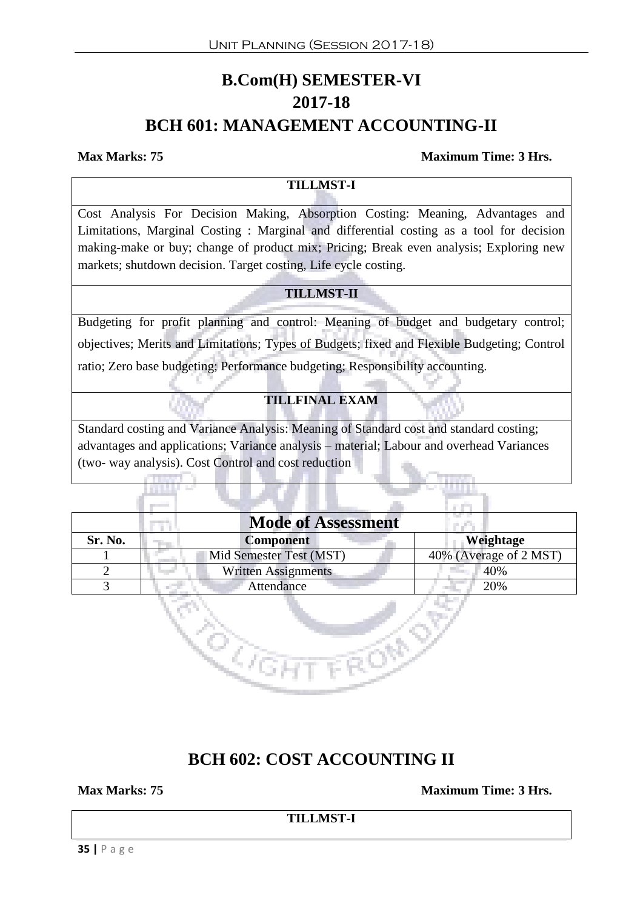# B.Com(H) SEMESTER-VI
# 2017-18
# BCH 601: MANAGEMENT ACCOUNTING-II

**Max Marks: 75** **Maximum Time: 3 Hrs.**

| **TILLMST-I** |
|---|
| Cost Analysis For Decision Making, Absorption Costing: Meaning, Advantages and Limitations, Marginal Costing : Marginal and differential costing as a tool for decision making-make or buy; change of product mix; Pricing; Break even analysis; Exploring new markets; shutdown decision. Target costing, Life cycle costing. |
| **TILLMST-II** |
| Budgeting for profit planning and control: Meaning of budget and budgetary control; objectives; Merits and Limitations; Types of Budgets; fixed and Flexible Budgeting; Control ratio; Zero base budgeting; Performance budgeting; Responsibility accounting. |
| **TILLFINAL EXAM** |
| Standard costing and Variance Analysis: Meaning of Standard cost and standard costing; advantages and applications; Variance analysis – material; Labour and overhead Variances (two- way analysis). Cost Control and cost reduction |

**Mode of Assessment**

| Sr. No. | Component | Weightage |
|---|---|---|
| 1 | Mid Semester Test (MST) | 40% (Average of 2 MST) |
| 2 | Written Assignments | 40% |
| 3 | Attendance | 20% |

## BCH 602: COST ACCOUNTING II

**Max Marks: 75** **Maximum Time: 3 Hrs.**

| **TILLMST-I** |
|---|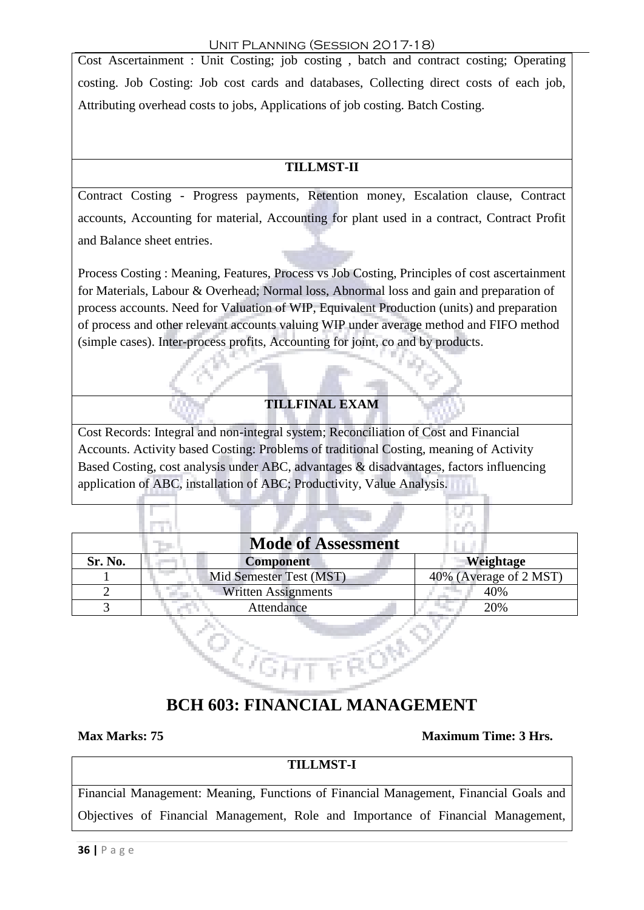Cost Ascertainment : Unit Costing; job costing , batch and contract costing; Operating costing. Job Costing: Job cost cards and databases, Collecting direct costs of each job, Attributing overhead costs to jobs, Applications of job costing. Batch Costing.

**TILLMST-II**

Contract Costing - Progress payments, Retention money, Escalation clause, Contract accounts, Accounting for material, Accounting for plant used in a contract, Contract Profit and Balance sheet entries.

Process Costing : Meaning, Features, Process vs Job Costing, Principles of cost ascertainment for Materials, Labour & Overhead; Normal loss, Abnormal loss and gain and preparation of process accounts. Need for Valuation of WIP, Equivalent Production (units) and preparation of process and other relevant accounts valuing WIP under average method and FIFO method (simple cases). Inter-process profits, Accounting for joint, co and by products.

**TILLFINAL EXAM**

Cost Records: Integral and non-integral system; Reconciliation of Cost and Financial Accounts. Activity based Costing: Problems of traditional Costing, meaning of Activity Based Costing, cost analysis under ABC, advantages & disadvantages, factors influencing application of ABC, installation of ABC; Productivity, Value Analysis.

**Mode of Assessment**

| Sr. No. | Component | Weightage |
|---|---|---|
| 1 | Mid Semester Test (MST) | 40% (Average of 2 MST) |
| 2 | Written Assignments | 40% |
| 3 | Attendance | 20% |

# BCH 603: FINANCIAL MANAGEMENT

**Max Marks: 75** **Maximum Time: 3 Hrs.**

**TILLMST-I**

Financial Management: Meaning, Functions of Financial Management, Financial Goals and Objectives of Financial Management, Role and Importance of Financial Management,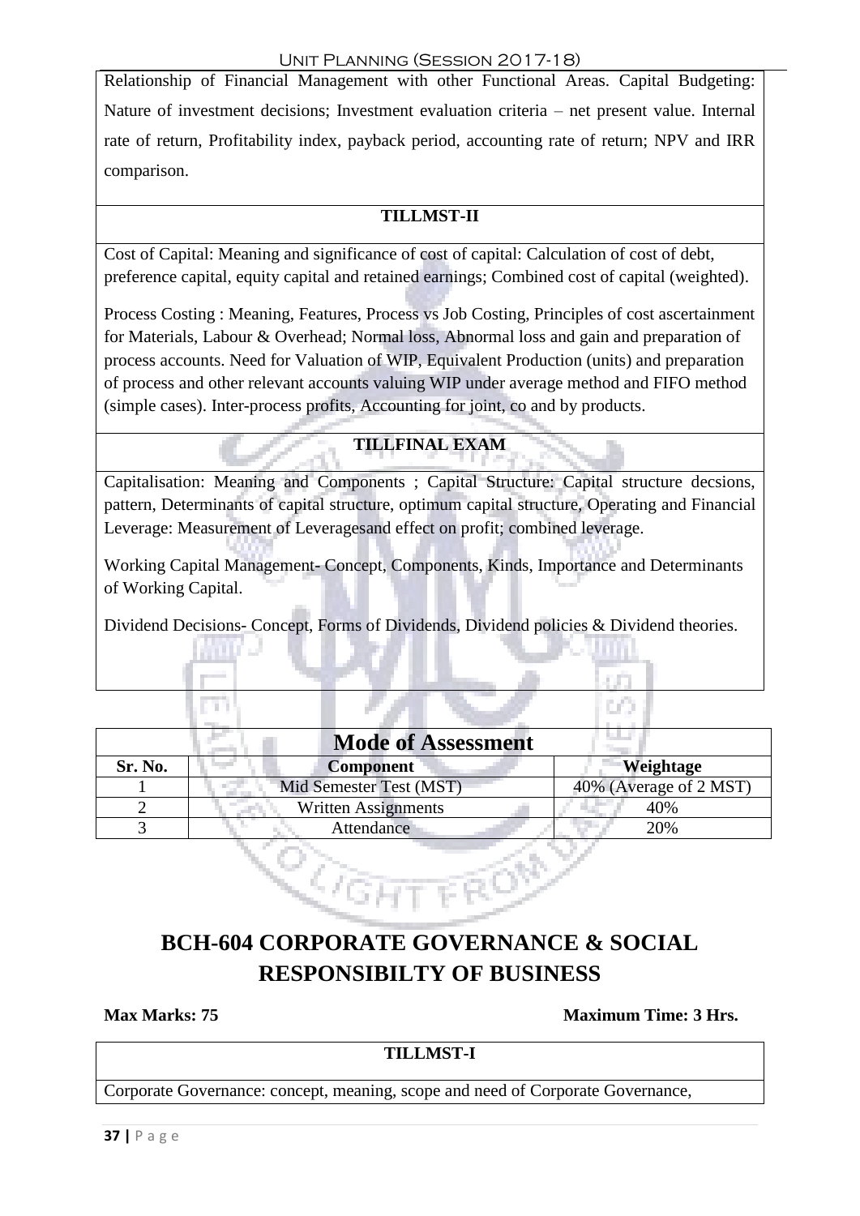Relationship of Financial Management with other Functional Areas. Capital Budgeting: Nature of investment decisions; Investment evaluation criteria – net present value. Internal rate of return, Profitability index, payback period, accounting rate of return; NPV and IRR comparison.

**TILLMST-II**

Cost of Capital: Meaning and significance of cost of capital: Calculation of cost of debt, preference capital, equity capital and retained earnings; Combined cost of capital (weighted).

Process Costing : Meaning, Features, Process vs Job Costing, Principles of cost ascertainment for Materials, Labour & Overhead; Normal loss, Abnormal loss and gain and preparation of process accounts. Need for Valuation of WIP, Equivalent Production (units) and preparation of process and other relevant accounts valuing WIP under average method and FIFO method (simple cases). Inter-process profits, Accounting for joint, co and by products.

**TILLFINAL EXAM**

Capitalisation: Meaning and Components ; Capital Structure: Capital structure decsions, pattern, Determinants of capital structure, optimum capital structure, Operating and Financial Leverage: Measurement of Leveragesand effect on profit; combined leverage.

Working Capital Management- Concept, Components, Kinds, Importance and Determinants of Working Capital.

Dividend Decisions- Concept, Forms of Dividends, Dividend policies & Dividend theories.

**Mode of Assessment**

| Sr. No. | Component | Weightage |
|---|---|---|
| 1 | Mid Semester Test (MST) | 40% (Average of 2 MST) |
| 2 | Written Assignments | 40% |
| 3 | Attendance | 20% |

# BCH-604 CORPORATE GOVERNANCE & SOCIAL RESPONSIBILTY OF BUSINESS

**Max Marks: 75** **Maximum Time: 3 Hrs.**

**TILLMST-I**

Corporate Governance: concept, meaning, scope and need of Corporate Governance,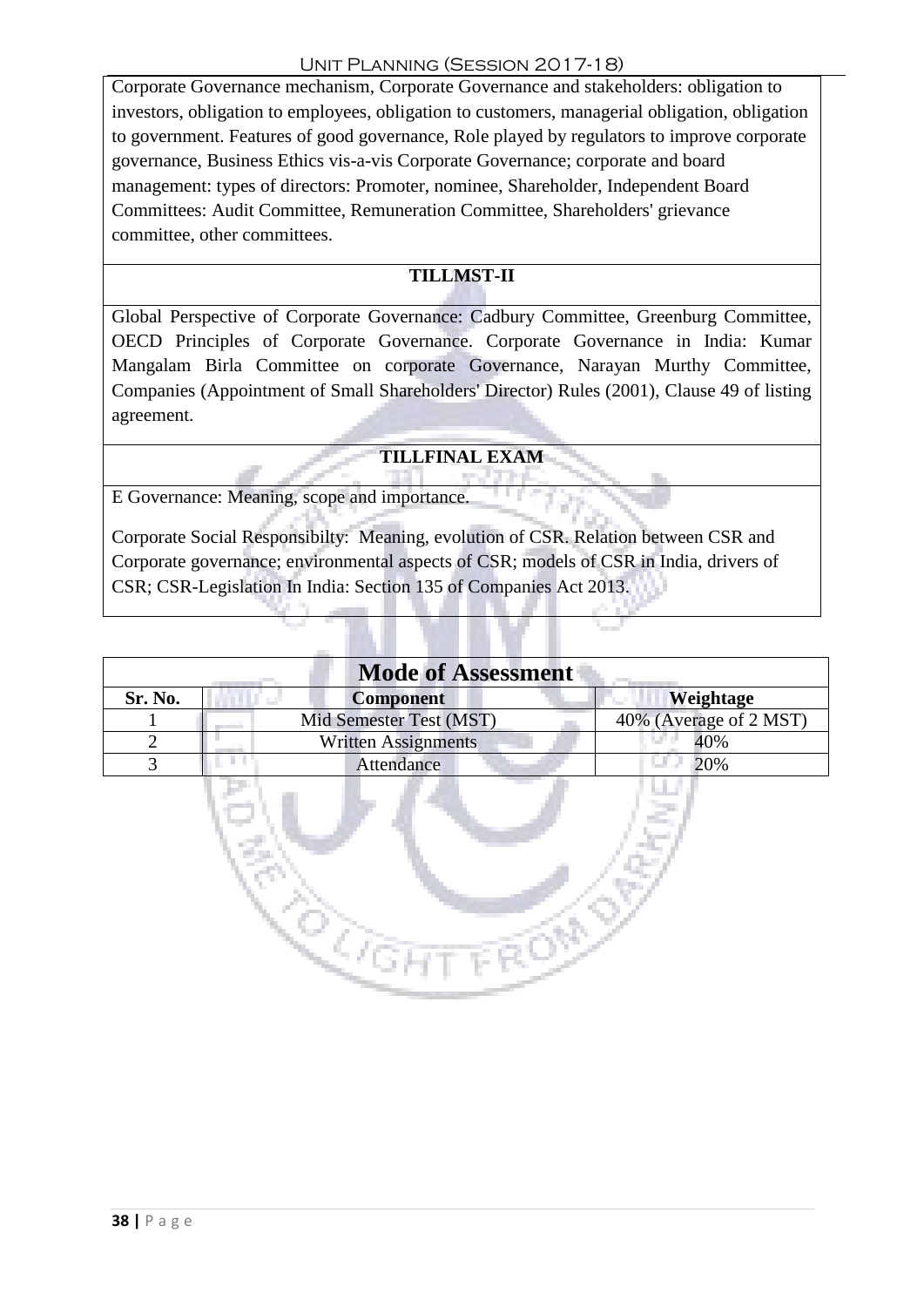Corporate Governance mechanism, Corporate Governance and stakeholders: obligation to investors, obligation to employees, obligation to customers, managerial obligation, obligation to government. Features of good governance, Role played by regulators to improve corporate governance, Business Ethics vis-a-vis Corporate Governance; corporate and board management: types of directors: Promoter, nominee, Shareholder, Independent Board Committees: Audit Committee, Remuneration Committee, Shareholders' grievance committee, other committees.

**TILLMST-II**

Global Perspective of Corporate Governance: Cadbury Committee, Greenburg Committee, OECD Principles of Corporate Governance. Corporate Governance in India: Kumar Mangalam Birla Committee on corporate Governance, Narayan Murthy Committee, Companies (Appointment of Small Shareholders' Director) Rules (2001), Clause 49 of listing agreement.

**TILLFINAL EXAM**

E Governance: Meaning, scope and importance.

Corporate Social Responsibilty: Meaning, evolution of CSR. Relation between CSR and Corporate governance; environmental aspects of CSR; models of CSR in India, drivers of CSR; CSR-Legislation In India: Section 135 of Companies Act 2013.

**Mode of Assessment**

| Sr. No. | Component | Weightage |
|---|---|---|
| 1 | Mid Semester Test (MST) | 40% (Average of 2 MST) |
| 2 | Written Assignments | 40% |
| 3 | Attendance | 20% |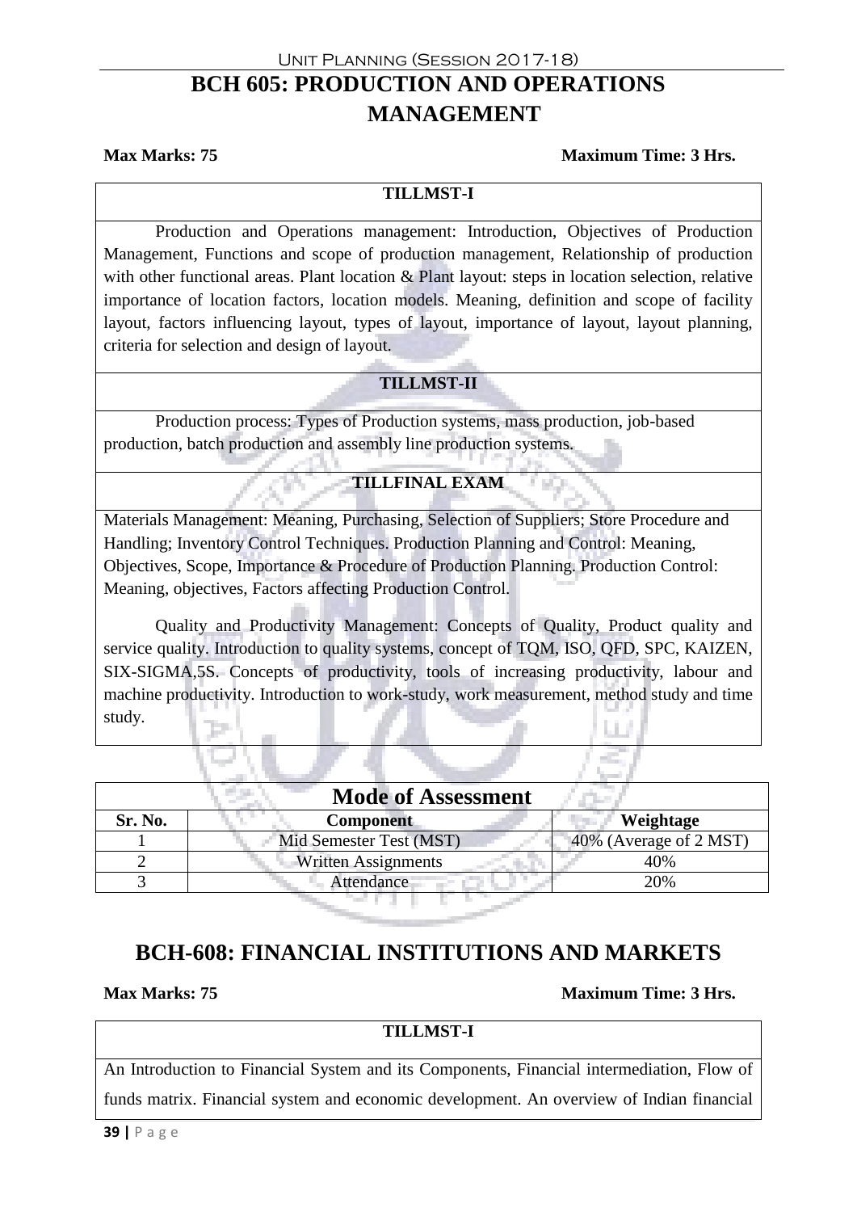# BCH 605: PRODUCTION AND OPERATIONS MANAGEMENT

**Max Marks: 75** **Maximum Time: 3 Hrs.**

| TILLMST-I |
|---|
| Production and Operations management: Introduction, Objectives of Production Management, Functions and scope of production management, Relationship of production with other functional areas. Plant location & Plant layout: steps in location selection, relative importance of location factors, location models. Meaning, definition and scope of facility layout, factors influencing layout, types of layout, importance of layout, layout planning, criteria for selection and design of layout. |
| **TILLMST-II** |
| Production process: Types of Production systems, mass production, job-based production, batch production and assembly line production systems. |
| **TILLFINAL EXAM** |
| Materials Management: Meaning, Purchasing, Selection of Suppliers; Store Procedure and Handling; Inventory Control Techniques. Production Planning and Control: Meaning, Objectives, Scope, Importance & Procedure of Production Planning. Production Control: Meaning, objectives, Factors affecting Production Control. Quality and Productivity Management: Concepts of Quality, Product quality and service quality. Introduction to quality systems, concept of TQM, ISO, QFD, SPC, KAIZEN, SIX-SIGMA,5S. Concepts of productivity, tools of increasing productivity, labour and machine productivity. Introduction to work-study, work measurement, method study and time study. |

| Mode of Assessment | | |
|---|---|---|
| **Sr. No.** | **Component** | **Weightage** |
| 1 | Mid Semester Test (MST) | 40% (Average of 2 MST) |
| 2 | Written Assignments | 40% |
| 3 | Attendance | 20% |

# BCH-608: FINANCIAL INSTITUTIONS AND MARKETS

**Max Marks: 75** **Maximum Time: 3 Hrs.**

| TILLMST-I |
|---|
| An Introduction to Financial System and its Components, Financial intermediation, Flow of funds matrix. Financial system and economic development. An overview of Indian financial |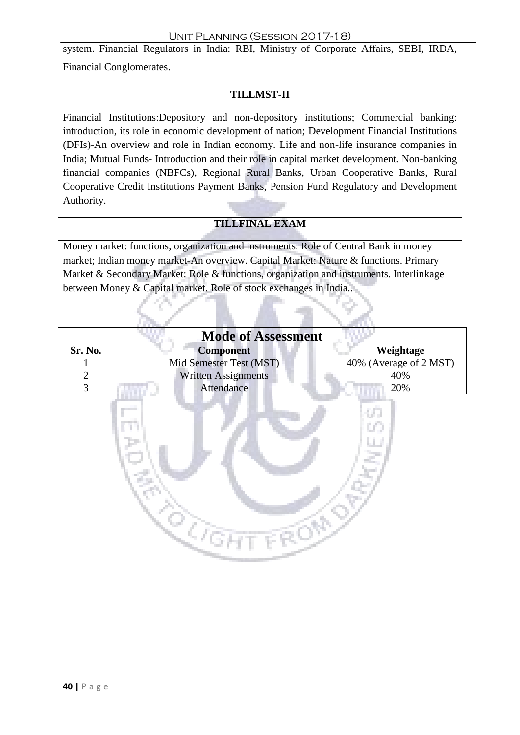system. Financial Regulators in India: RBI, Ministry of Corporate Affairs, SEBI, IRDA, Financial Conglomerates.

**TILLMST-II**

Financial Institutions:Depository and non-depository institutions; Commercial banking: introduction, its role in economic development of nation; Development Financial Institutions (DFIs)-An overview and role in Indian economy. Life and non-life insurance companies in India; Mutual Funds- Introduction and their role in capital market development. Non-banking financial companies (NBFCs), Regional Rural Banks, Urban Cooperative Banks, Rural Cooperative Credit Institutions Payment Banks, Pension Fund Regulatory and Development Authority.

**TILLFINAL EXAM**

Money market: functions, organization and instruments. Role of Central Bank in money market; Indian money market-An overview. Capital Market: Nature & functions. Primary Market & Secondary Market: Role & functions, organization and instruments. Interlinkage between Money & Capital market. Role of stock exchanges in India..

**Mode of Assessment**

| Sr. No. | Component | Weightage |
|---|---|---|
| 1 | Mid Semester Test (MST) | 40% (Average of 2 MST) |
| 2 | Written Assignments | 40% |
| 3 | Attendance | 20% |